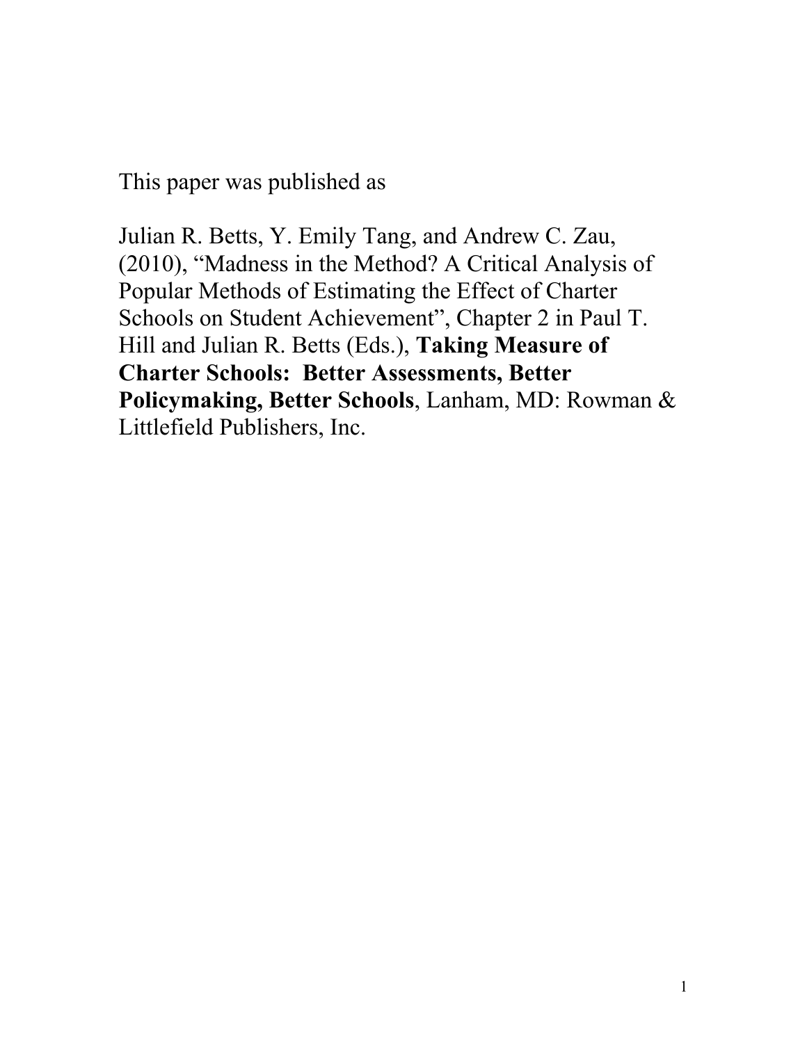This paper was published as

Julian R. Betts, Y. Emily Tang, and Andrew C. Zau, (2010), "Madness in the Method? A Critical Analysis of Popular Methods of Estimating the Effect of Charter Schools on Student Achievement", Chapter 2 in Paul T. Hill and Julian R. Betts (Eds.), **Taking Measure of Charter Schools: Better Assessments, Better Policymaking, Better Schools**, Lanham, MD: Rowman & Littlefield Publishers, Inc.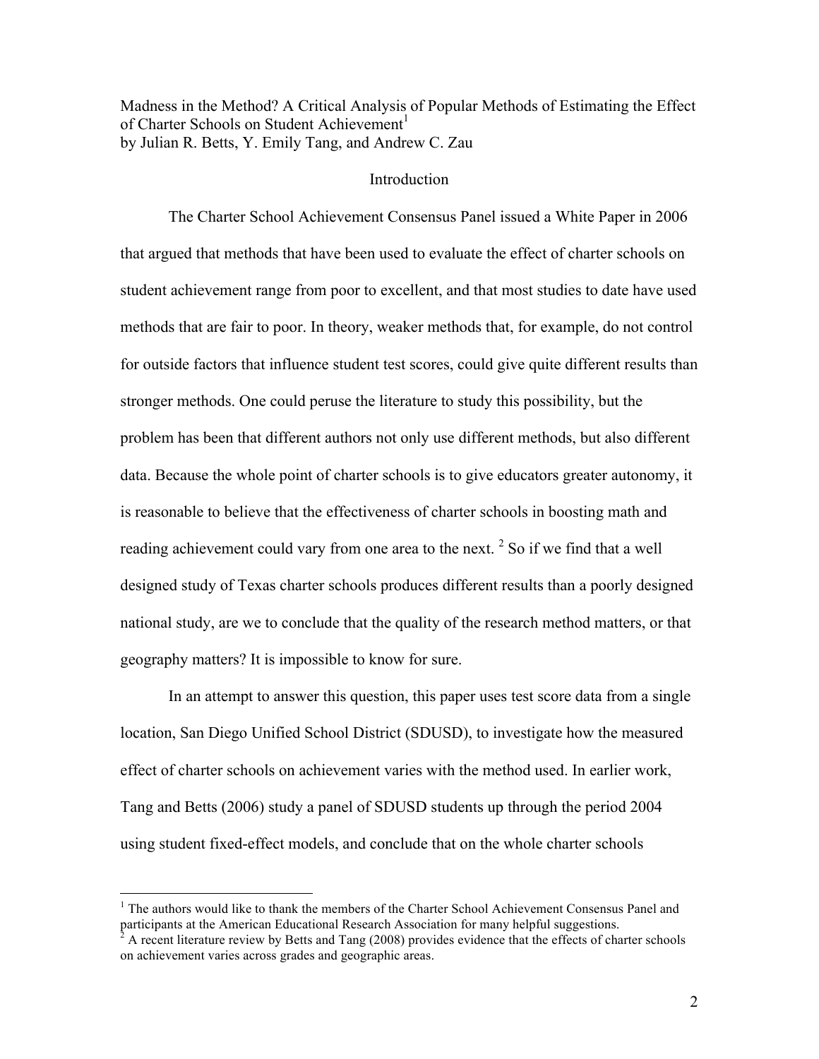# Madness in the Method? A Critical Analysis of Popular Methods of Estimating the Effect of Charter Schools on Student Achievement[1]

by Julian R. Betts, Y. Emily Tang, and Andrew C. Zau

## Introduction

The Charter School Achievement Consensus Panel issued a White Paper in 2006 that argued that methods that have been used to evaluate the effect of charter schools on student achievement range from poor to excellent, and that most studies to date have used methods that are fair to poor. In theory, weaker methods that, for example, do not control for outside factors that influence student test scores, could give quite different results than stronger methods. One could peruse the literature to study this possibility, but the problem has been that different authors not only use different methods, but also different data. Because the whole point of charter schools is to give educators greater autonomy, it is reasonable to believe that the effectiveness of charter schools in boosting math and reading achievement could vary from one area to the next. [2] So if we find that a well designed study of Texas charter schools produces different results than a poorly designed national study, are we to conclude that the quality of the research method matters, or that geography matters? It is impossible to know for sure.

In an attempt to answer this question, this paper uses test score data from a single location, San Diego Unified School District (SDUSD), to investigate how the measured effect of charter schools on achievement varies with the method used. In earlier work, Tang and Betts (2006) study a panel of SDUSD students up through the period 2004 using student fixed-effect models, and conclude that on the whole charter schools

---

[1] The authors would like to thank the members of the Charter School Achievement Consensus Panel and participants at the American Educational Research Association for many helpful suggestions.

[2] A recent literature review by Betts and Tang (2008) provides evidence that the effects of charter schools on achievement varies across grades and geographic areas.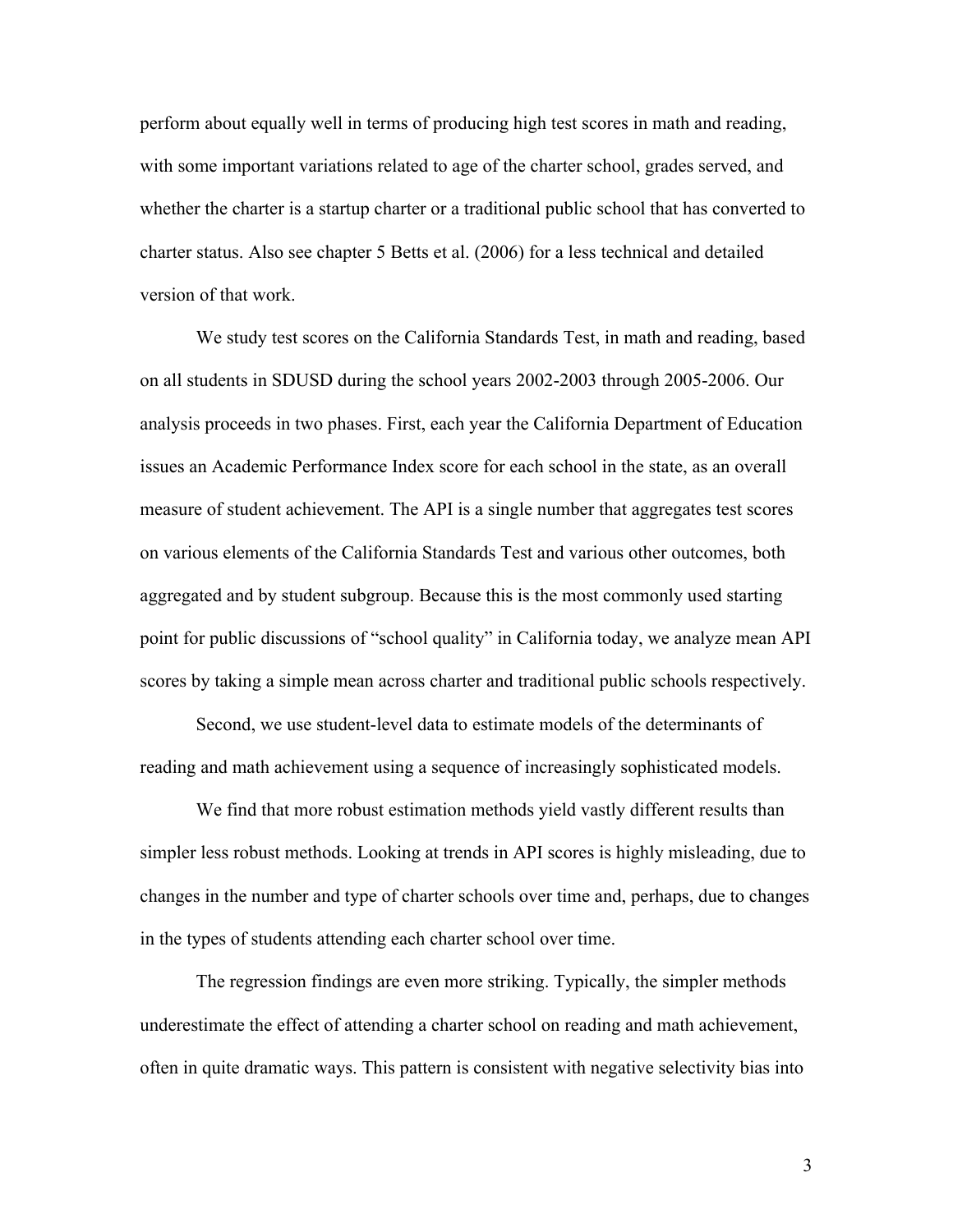perform about equally well in terms of producing high test scores in math and reading, with some important variations related to age of the charter school, grades served, and whether the charter is a startup charter or a traditional public school that has converted to charter status. Also see chapter 5 Betts et al. (2006) for a less technical and detailed version of that work.

We study test scores on the California Standards Test, in math and reading, based on all students in SDUSD during the school years 2002-2003 through 2005-2006. Our analysis proceeds in two phases. First, each year the California Department of Education issues an Academic Performance Index score for each school in the state, as an overall measure of student achievement. The API is a single number that aggregates test scores on various elements of the California Standards Test and various other outcomes, both aggregated and by student subgroup. Because this is the most commonly used starting point for public discussions of "school quality" in California today, we analyze mean API scores by taking a simple mean across charter and traditional public schools respectively.

Second, we use student-level data to estimate models of the determinants of reading and math achievement using a sequence of increasingly sophisticated models.

We find that more robust estimation methods yield vastly different results than simpler less robust methods. Looking at trends in API scores is highly misleading, due to changes in the number and type of charter schools over time and, perhaps, due to changes in the types of students attending each charter school over time.

The regression findings are even more striking. Typically, the simpler methods underestimate the effect of attending a charter school on reading and math achievement, often in quite dramatic ways. This pattern is consistent with negative selectivity bias into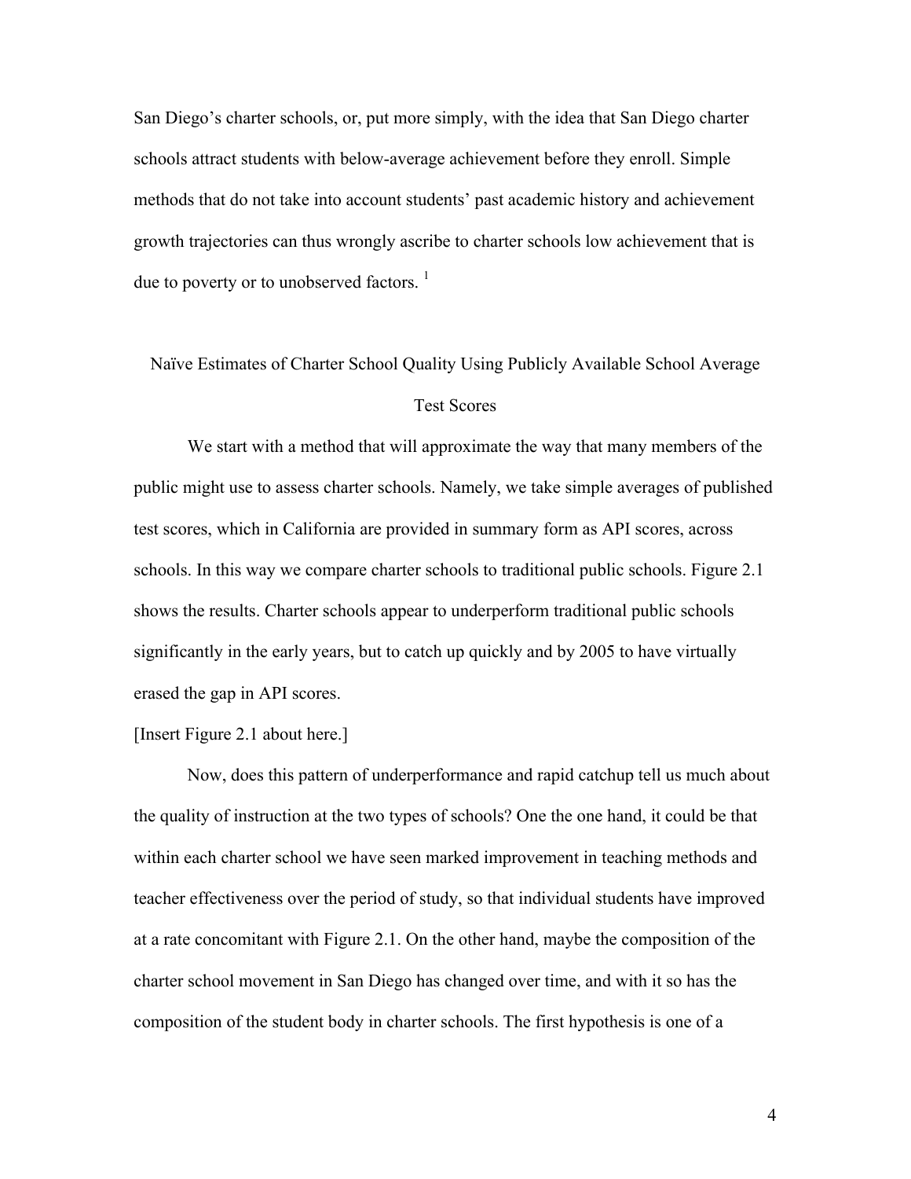San Diego's charter schools, or, put more simply, with the idea that San Diego charter schools attract students with below-average achievement before they enroll. Simple methods that do not take into account students' past academic history and achievement growth trajectories can thus wrongly ascribe to charter schools low achievement that is due to poverty or to unobserved factors. [1]

## Naïve Estimates of Charter School Quality Using Publicly Available School Average Test Scores

We start with a method that will approximate the way that many members of the public might use to assess charter schools. Namely, we take simple averages of published test scores, which in California are provided in summary form as API scores, across schools. In this way we compare charter schools to traditional public schools. Figure 2.1 shows the results. Charter schools appear to underperform traditional public schools significantly in the early years, but to catch up quickly and by 2005 to have virtually erased the gap in API scores.

[Insert Figure 2.1 about here.]

Now, does this pattern of underperformance and rapid catchup tell us much about the quality of instruction at the two types of schools? One the one hand, it could be that within each charter school we have seen marked improvement in teaching methods and teacher effectiveness over the period of study, so that individual students have improved at a rate concomitant with Figure 2.1. On the other hand, maybe the composition of the charter school movement in San Diego has changed over time, and with it so has the composition of the student body in charter schools. The first hypothesis is one of a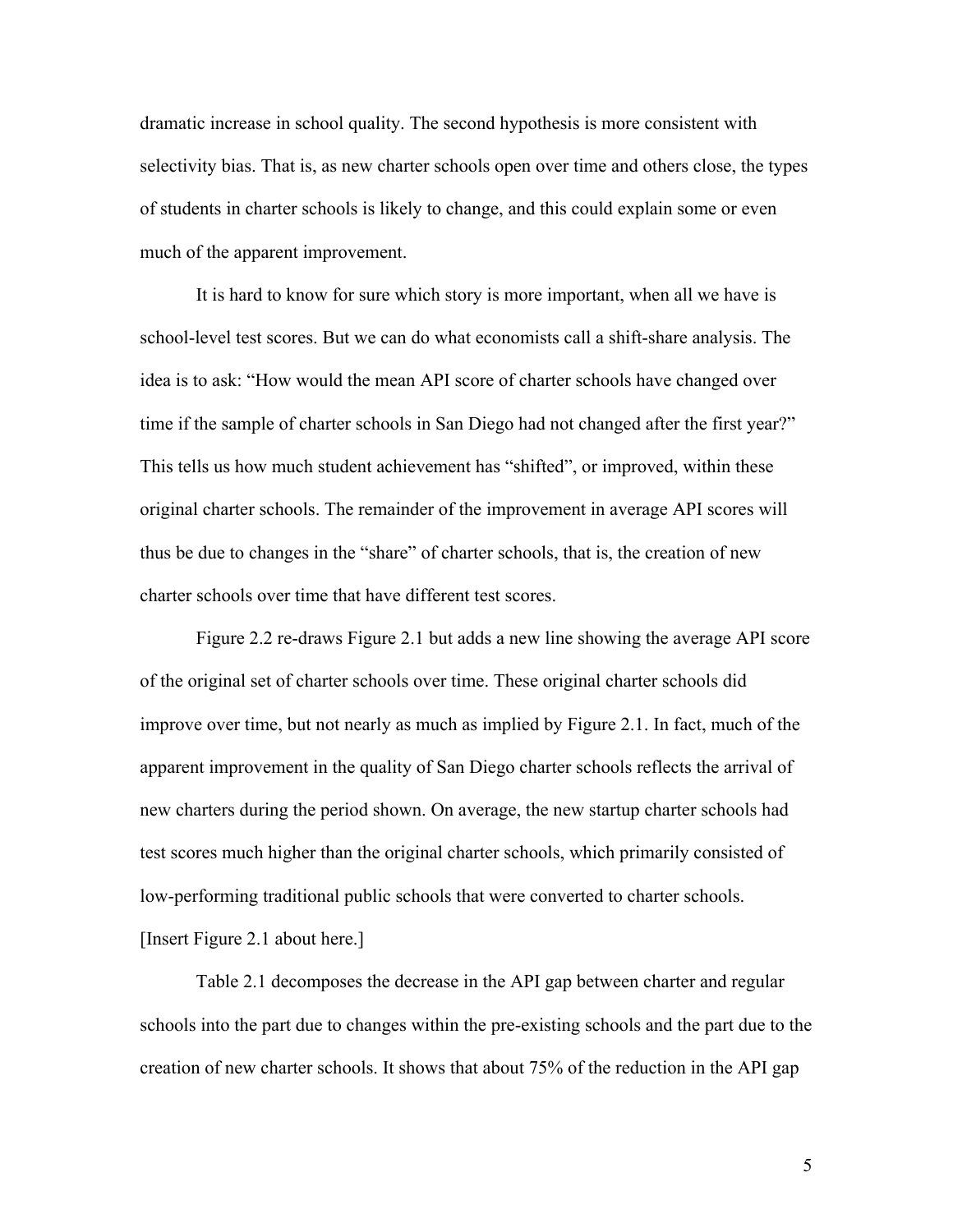dramatic increase in school quality. The second hypothesis is more consistent with selectivity bias. That is, as new charter schools open over time and others close, the types of students in charter schools is likely to change, and this could explain some or even much of the apparent improvement.

It is hard to know for sure which story is more important, when all we have is school-level test scores. But we can do what economists call a shift-share analysis. The idea is to ask: "How would the mean API score of charter schools have changed over time if the sample of charter schools in San Diego had not changed after the first year?" This tells us how much student achievement has "shifted", or improved, within these original charter schools. The remainder of the improvement in average API scores will thus be due to changes in the "share" of charter schools, that is, the creation of new charter schools over time that have different test scores.

Figure 2.2 re-draws Figure 2.1 but adds a new line showing the average API score of the original set of charter schools over time. These original charter schools did improve over time, but not nearly as much as implied by Figure 2.1. In fact, much of the apparent improvement in the quality of San Diego charter schools reflects the arrival of new charters during the period shown. On average, the new startup charter schools had test scores much higher than the original charter schools, which primarily consisted of low-performing traditional public schools that were converted to charter schools.

[Insert Figure 2.1 about here.]

Table 2.1 decomposes the decrease in the API gap between charter and regular schools into the part due to changes within the pre-existing schools and the part due to the creation of new charter schools. It shows that about 75% of the reduction in the API gap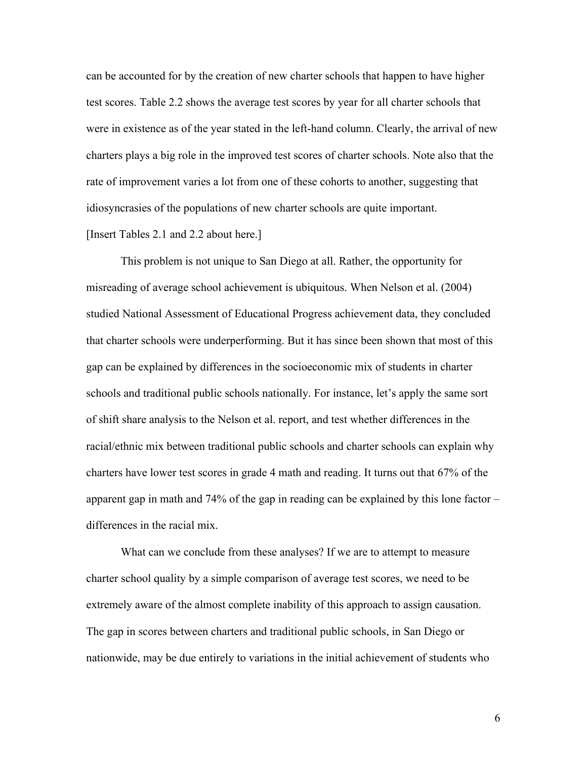can be accounted for by the creation of new charter schools that happen to have higher test scores. Table 2.2 shows the average test scores by year for all charter schools that were in existence as of the year stated in the left-hand column. Clearly, the arrival of new charters plays a big role in the improved test scores of charter schools. Note also that the rate of improvement varies a lot from one of these cohorts to another, suggesting that idiosyncrasies of the populations of new charter schools are quite important.

[Insert Tables 2.1 and 2.2 about here.]

This problem is not unique to San Diego at all. Rather, the opportunity for misreading of average school achievement is ubiquitous. When Nelson et al. (2004) studied National Assessment of Educational Progress achievement data, they concluded that charter schools were underperforming. But it has since been shown that most of this gap can be explained by differences in the socioeconomic mix of students in charter schools and traditional public schools nationally. For instance, let's apply the same sort of shift share analysis to the Nelson et al. report, and test whether differences in the racial/ethnic mix between traditional public schools and charter schools can explain why charters have lower test scores in grade 4 math and reading. It turns out that 67% of the apparent gap in math and 74% of the gap in reading can be explained by this lone factor – differences in the racial mix.

What can we conclude from these analyses? If we are to attempt to measure charter school quality by a simple comparison of average test scores, we need to be extremely aware of the almost complete inability of this approach to assign causation. The gap in scores between charters and traditional public schools, in San Diego or nationwide, may be due entirely to variations in the initial achievement of students who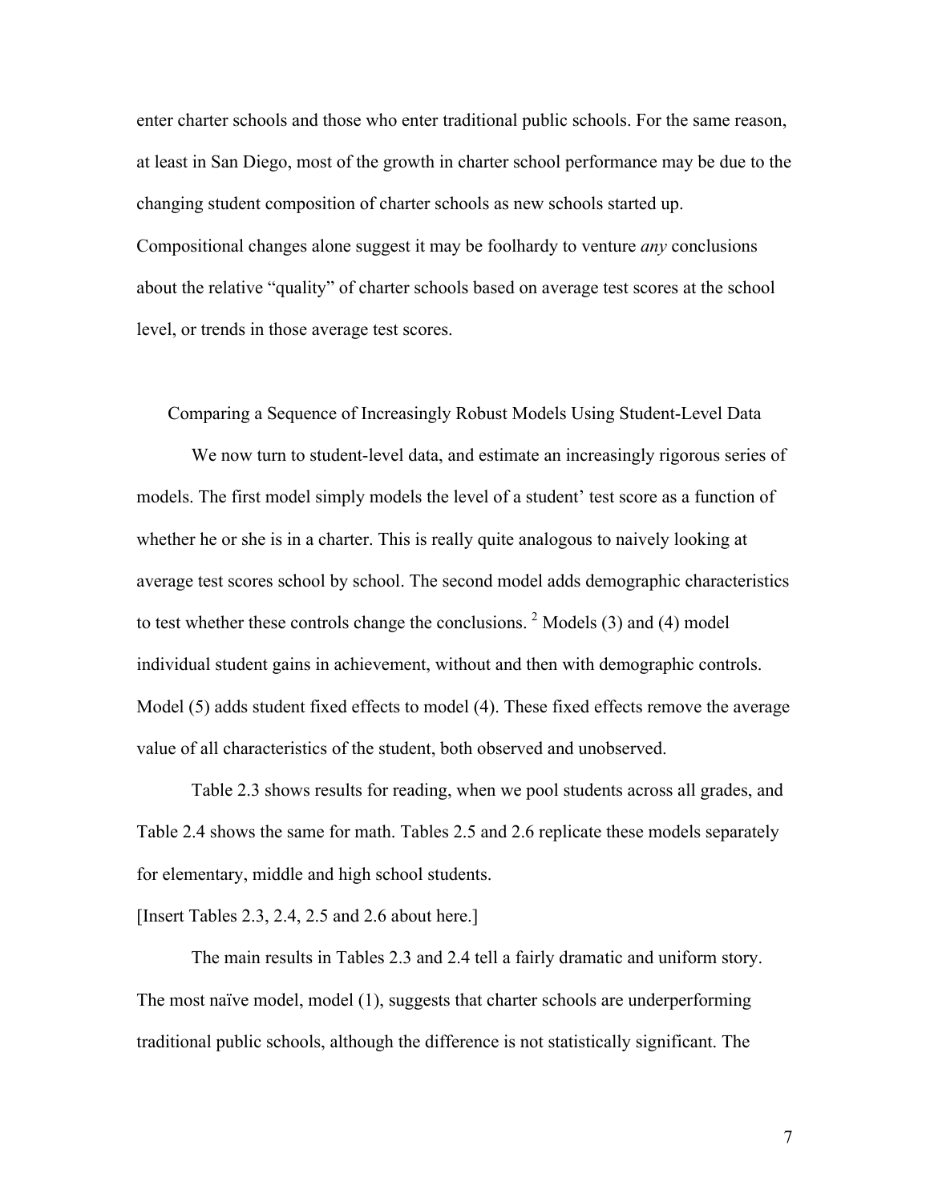enter charter schools and those who enter traditional public schools. For the same reason, at least in San Diego, most of the growth in charter school performance may be due to the changing student composition of charter schools as new schools started up. Compositional changes alone suggest it may be foolhardy to venture *any* conclusions about the relative "quality" of charter schools based on average test scores at the school level, or trends in those average test scores.

## Comparing a Sequence of Increasingly Robust Models Using Student-Level Data

We now turn to student-level data, and estimate an increasingly rigorous series of models. The first model simply models the level of a student' test score as a function of whether he or she is in a charter. This is really quite analogous to naively looking at average test scores school by school. The second model adds demographic characteristics to test whether these controls change the conclusions. [2] Models (3) and (4) model individual student gains in achievement, without and then with demographic controls. Model (5) adds student fixed effects to model (4). These fixed effects remove the average value of all characteristics of the student, both observed and unobserved.

Table 2.3 shows results for reading, when we pool students across all grades, and Table 2.4 shows the same for math. Tables 2.5 and 2.6 replicate these models separately for elementary, middle and high school students.

[Insert Tables 2.3, 2.4, 2.5 and 2.6 about here.]

The main results in Tables 2.3 and 2.4 tell a fairly dramatic and uniform story. The most naïve model, model (1), suggests that charter schools are underperforming traditional public schools, although the difference is not statistically significant. The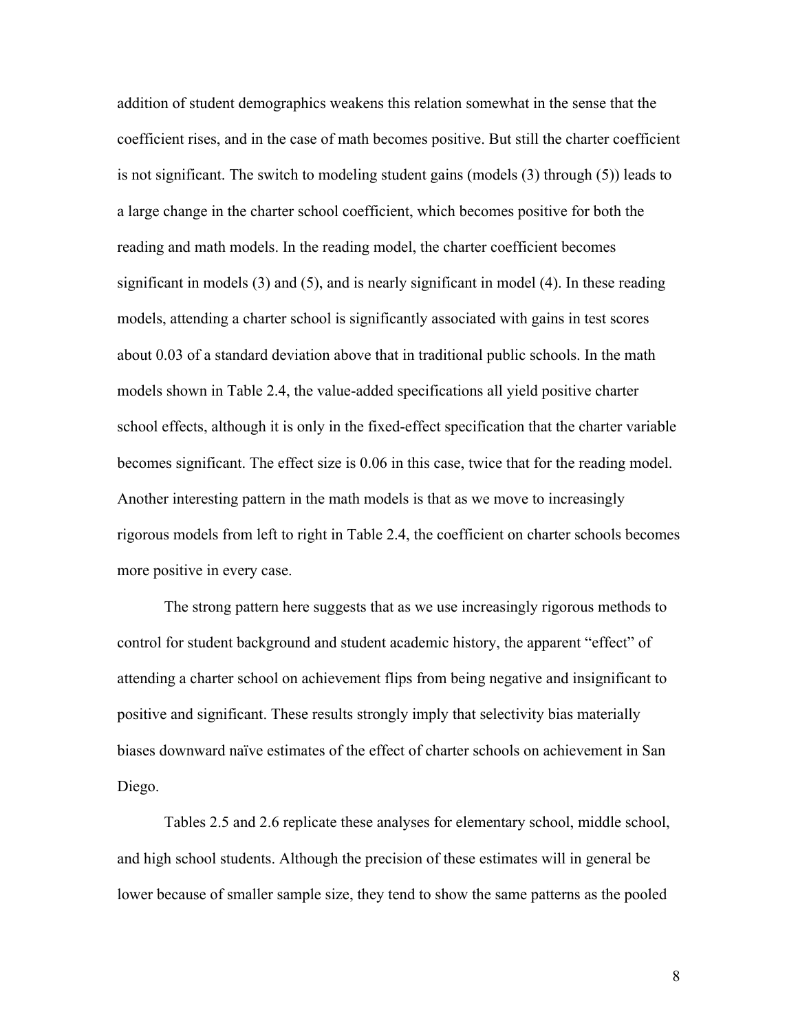addition of student demographics weakens this relation somewhat in the sense that the coefficient rises, and in the case of math becomes positive. But still the charter coefficient is not significant. The switch to modeling student gains (models (3) through (5)) leads to a large change in the charter school coefficient, which becomes positive for both the reading and math models. In the reading model, the charter coefficient becomes significant in models (3) and (5), and is nearly significant in model (4). In these reading models, attending a charter school is significantly associated with gains in test scores about 0.03 of a standard deviation above that in traditional public schools. In the math models shown in Table 2.4, the value-added specifications all yield positive charter school effects, although it is only in the fixed-effect specification that the charter variable becomes significant. The effect size is 0.06 in this case, twice that for the reading model. Another interesting pattern in the math models is that as we move to increasingly rigorous models from left to right in Table 2.4, the coefficient on charter schools becomes more positive in every case.

The strong pattern here suggests that as we use increasingly rigorous methods to control for student background and student academic history, the apparent "effect" of attending a charter school on achievement flips from being negative and insignificant to positive and significant. These results strongly imply that selectivity bias materially biases downward naïve estimates of the effect of charter schools on achievement in San Diego.

Tables 2.5 and 2.6 replicate these analyses for elementary school, middle school, and high school students. Although the precision of these estimates will in general be lower because of smaller sample size, they tend to show the same patterns as the pooled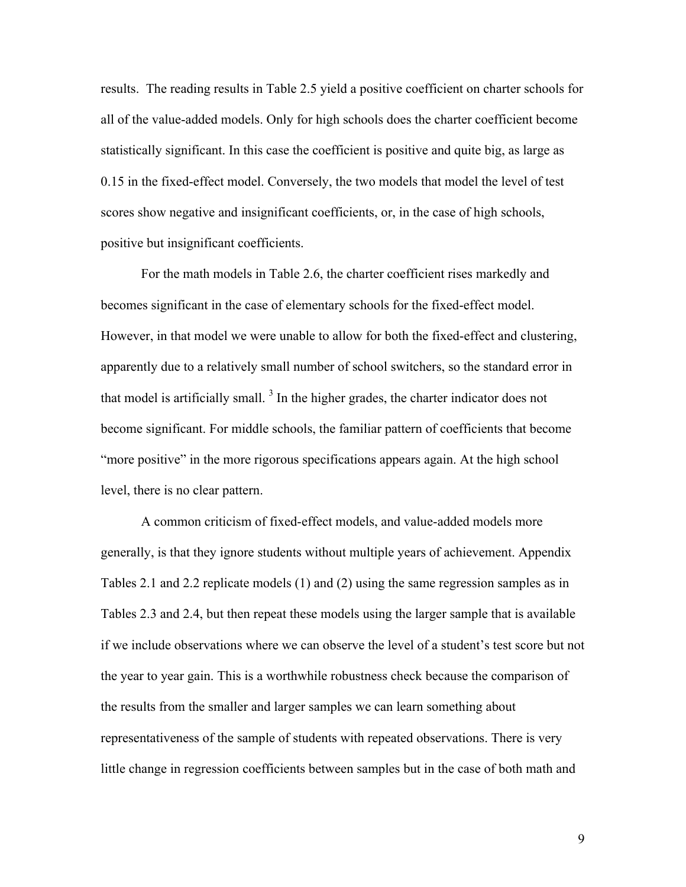results. The reading results in Table 2.5 yield a positive coefficient on charter schools for all of the value-added models. Only for high schools does the charter coefficient become statistically significant. In this case the coefficient is positive and quite big, as large as 0.15 in the fixed-effect model. Conversely, the two models that model the level of test scores show negative and insignificant coefficients, or, in the case of high schools, positive but insignificant coefficients.

For the math models in Table 2.6, the charter coefficient rises markedly and becomes significant in the case of elementary schools for the fixed-effect model. However, in that model we were unable to allow for both the fixed-effect and clustering, apparently due to a relatively small number of school switchers, so the standard error in that model is artificially small. [3] In the higher grades, the charter indicator does not become significant. For middle schools, the familiar pattern of coefficients that become "more positive" in the more rigorous specifications appears again. At the high school level, there is no clear pattern.

A common criticism of fixed-effect models, and value-added models more generally, is that they ignore students without multiple years of achievement. Appendix Tables 2.1 and 2.2 replicate models (1) and (2) using the same regression samples as in Tables 2.3 and 2.4, but then repeat these models using the larger sample that is available if we include observations where we can observe the level of a student's test score but not the year to year gain. This is a worthwhile robustness check because the comparison of the results from the smaller and larger samples we can learn something about representativeness of the sample of students with repeated observations. There is very little change in regression coefficients between samples but in the case of both math and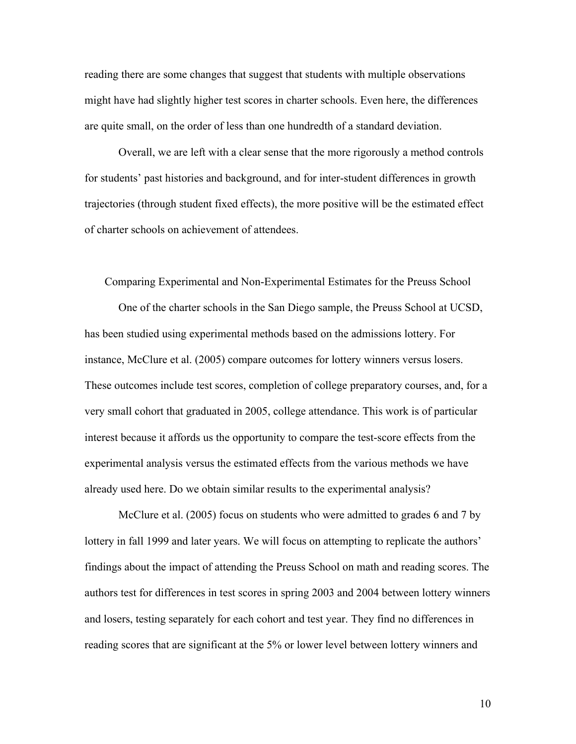reading there are some changes that suggest that students with multiple observations might have had slightly higher test scores in charter schools. Even here, the differences are quite small, on the order of less than one hundredth of a standard deviation.

Overall, we are left with a clear sense that the more rigorously a method controls for students' past histories and background, and for inter-student differences in growth trajectories (through student fixed effects), the more positive will be the estimated effect of charter schools on achievement of attendees.

## Comparing Experimental and Non-Experimental Estimates for the Preuss School

One of the charter schools in the San Diego sample, the Preuss School at UCSD, has been studied using experimental methods based on the admissions lottery. For instance, McClure et al. (2005) compare outcomes for lottery winners versus losers. These outcomes include test scores, completion of college preparatory courses, and, for a very small cohort that graduated in 2005, college attendance. This work is of particular interest because it affords us the opportunity to compare the test-score effects from the experimental analysis versus the estimated effects from the various methods we have already used here. Do we obtain similar results to the experimental analysis?

McClure et al. (2005) focus on students who were admitted to grades 6 and 7 by lottery in fall 1999 and later years. We will focus on attempting to replicate the authors' findings about the impact of attending the Preuss School on math and reading scores. The authors test for differences in test scores in spring 2003 and 2004 between lottery winners and losers, testing separately for each cohort and test year. They find no differences in reading scores that are significant at the 5% or lower level between lottery winners and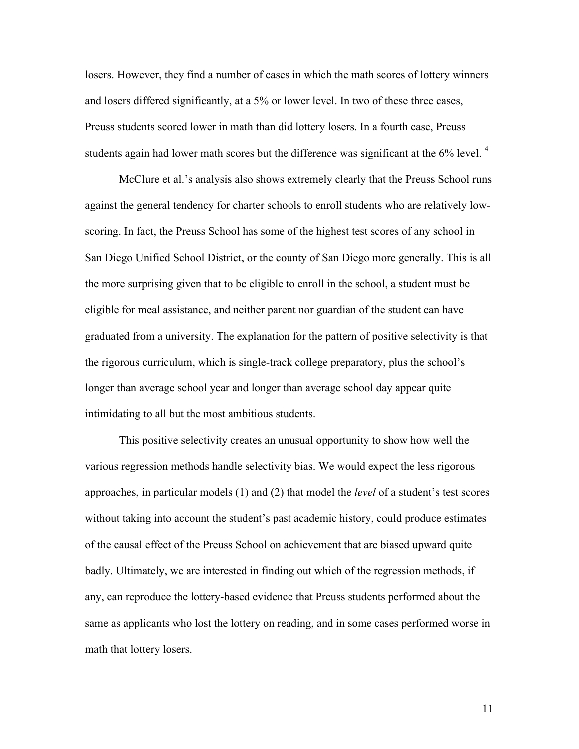losers. However, they find a number of cases in which the math scores of lottery winners and losers differed significantly, at a 5% or lower level. In two of these three cases, Preuss students scored lower in math than did lottery losers. In a fourth case, Preuss students again had lower math scores but the difference was significant at the 6% level. [4]

McClure et al.'s analysis also shows extremely clearly that the Preuss School runs against the general tendency for charter schools to enroll students who are relatively low-scoring. In fact, the Preuss School has some of the highest test scores of any school in San Diego Unified School District, or the county of San Diego more generally. This is all the more surprising given that to be eligible to enroll in the school, a student must be eligible for meal assistance, and neither parent nor guardian of the student can have graduated from a university. The explanation for the pattern of positive selectivity is that the rigorous curriculum, which is single-track college preparatory, plus the school's longer than average school year and longer than average school day appear quite intimidating to all but the most ambitious students.

This positive selectivity creates an unusual opportunity to show how well the various regression methods handle selectivity bias. We would expect the less rigorous approaches, in particular models (1) and (2) that model the *level* of a student's test scores without taking into account the student's past academic history, could produce estimates of the causal effect of the Preuss School on achievement that are biased upward quite badly. Ultimately, we are interested in finding out which of the regression methods, if any, can reproduce the lottery-based evidence that Preuss students performed about the same as applicants who lost the lottery on reading, and in some cases performed worse in math that lottery losers.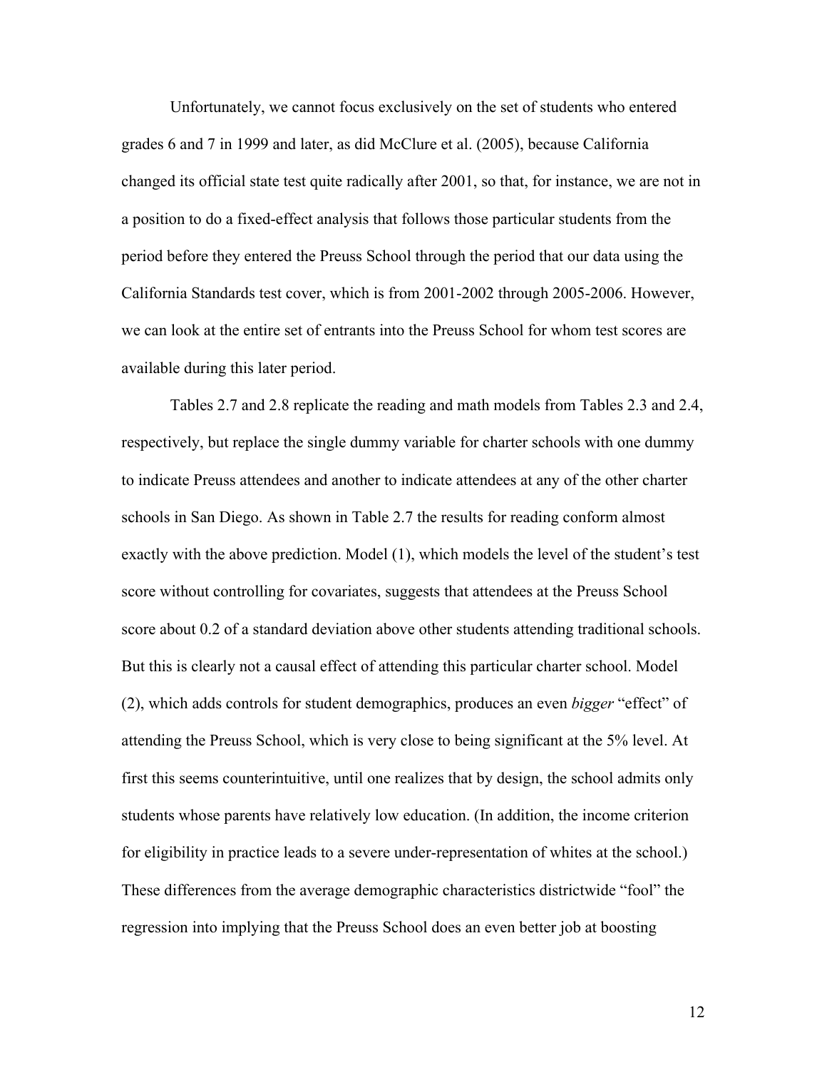Unfortunately, we cannot focus exclusively on the set of students who entered grades 6 and 7 in 1999 and later, as did McClure et al. (2005), because California changed its official state test quite radically after 2001, so that, for instance, we are not in a position to do a fixed-effect analysis that follows those particular students from the period before they entered the Preuss School through the period that our data using the California Standards test cover, which is from 2001-2002 through 2005-2006. However, we can look at the entire set of entrants into the Preuss School for whom test scores are available during this later period.

Tables 2.7 and 2.8 replicate the reading and math models from Tables 2.3 and 2.4, respectively, but replace the single dummy variable for charter schools with one dummy to indicate Preuss attendees and another to indicate attendees at any of the other charter schools in San Diego. As shown in Table 2.7 the results for reading conform almost exactly with the above prediction. Model (1), which models the level of the student's test score without controlling for covariates, suggests that attendees at the Preuss School score about 0.2 of a standard deviation above other students attending traditional schools. But this is clearly not a causal effect of attending this particular charter school. Model (2), which adds controls for student demographics, produces an even *bigger* "effect" of attending the Preuss School, which is very close to being significant at the 5% level. At first this seems counterintuitive, until one realizes that by design, the school admits only students whose parents have relatively low education. (In addition, the income criterion for eligibility in practice leads to a severe under-representation of whites at the school.) These differences from the average demographic characteristics districtwide "fool" the regression into implying that the Preuss School does an even better job at boosting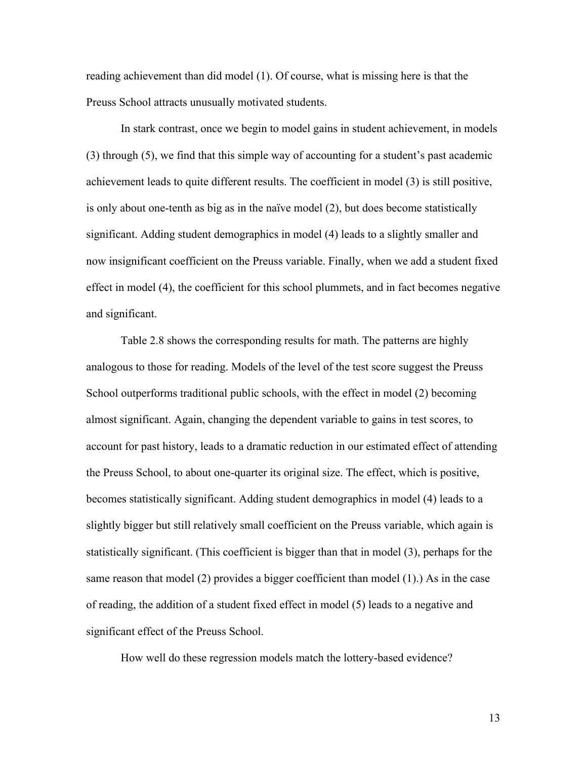reading achievement than did model (1). Of course, what is missing here is that the Preuss School attracts unusually motivated students.

In stark contrast, once we begin to model gains in student achievement, in models (3) through (5), we find that this simple way of accounting for a student's past academic achievement leads to quite different results. The coefficient in model (3) is still positive, is only about one-tenth as big as in the naïve model (2), but does become statistically significant. Adding student demographics in model (4) leads to a slightly smaller and now insignificant coefficient on the Preuss variable. Finally, when we add a student fixed effect in model (4), the coefficient for this school plummets, and in fact becomes negative and significant.

Table 2.8 shows the corresponding results for math. The patterns are highly analogous to those for reading. Models of the level of the test score suggest the Preuss School outperforms traditional public schools, with the effect in model (2) becoming almost significant. Again, changing the dependent variable to gains in test scores, to account for past history, leads to a dramatic reduction in our estimated effect of attending the Preuss School, to about one-quarter its original size. The effect, which is positive, becomes statistically significant. Adding student demographics in model (4) leads to a slightly bigger but still relatively small coefficient on the Preuss variable, which again is statistically significant. (This coefficient is bigger than that in model (3), perhaps for the same reason that model (2) provides a bigger coefficient than model (1).) As in the case of reading, the addition of a student fixed effect in model (5) leads to a negative and significant effect of the Preuss School.

How well do these regression models match the lottery-based evidence?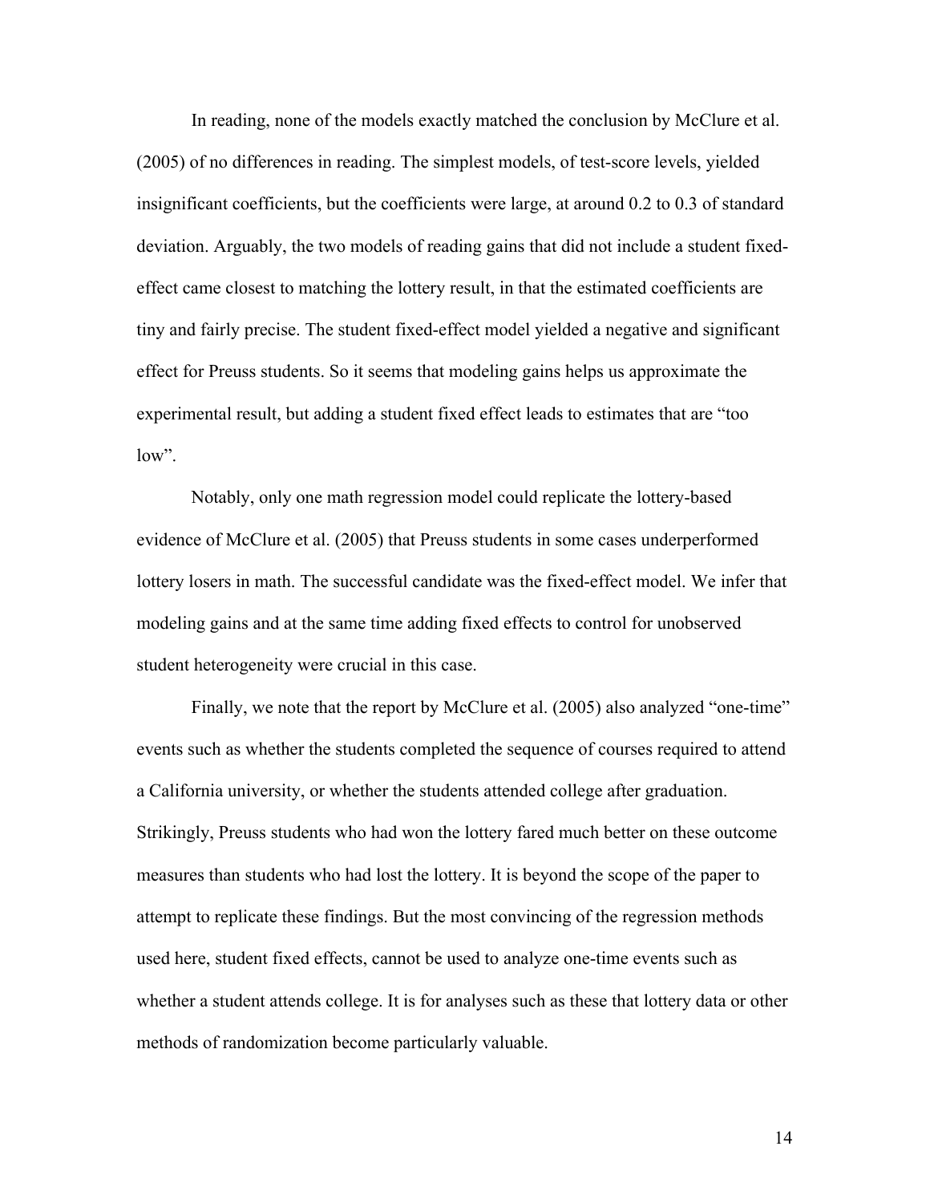In reading, none of the models exactly matched the conclusion by McClure et al. (2005) of no differences in reading. The simplest models, of test-score levels, yielded insignificant coefficients, but the coefficients were large, at around 0.2 to 0.3 of standard deviation. Arguably, the two models of reading gains that did not include a student fixed-effect came closest to matching the lottery result, in that the estimated coefficients are tiny and fairly precise. The student fixed-effect model yielded a negative and significant effect for Preuss students. So it seems that modeling gains helps us approximate the experimental result, but adding a student fixed effect leads to estimates that are "too low".

Notably, only one math regression model could replicate the lottery-based evidence of McClure et al. (2005) that Preuss students in some cases underperformed lottery losers in math. The successful candidate was the fixed-effect model. We infer that modeling gains and at the same time adding fixed effects to control for unobserved student heterogeneity were crucial in this case.

Finally, we note that the report by McClure et al. (2005) also analyzed "one-time" events such as whether the students completed the sequence of courses required to attend a California university, or whether the students attended college after graduation. Strikingly, Preuss students who had won the lottery fared much better on these outcome measures than students who had lost the lottery. It is beyond the scope of the paper to attempt to replicate these findings. But the most convincing of the regression methods used here, student fixed effects, cannot be used to analyze one-time events such as whether a student attends college. It is for analyses such as these that lottery data or other methods of randomization become particularly valuable.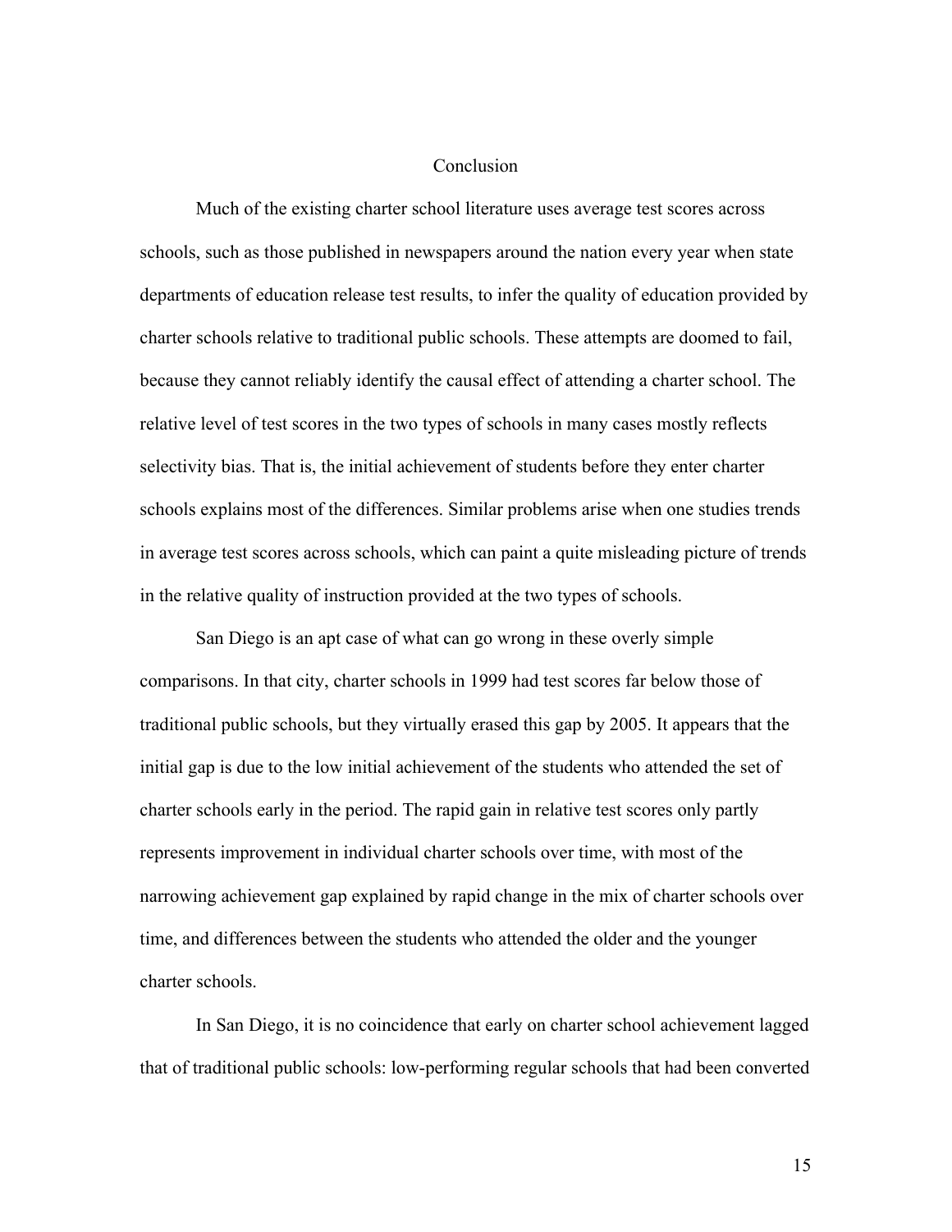## Conclusion

Much of the existing charter school literature uses average test scores across schools, such as those published in newspapers around the nation every year when state departments of education release test results, to infer the quality of education provided by charter schools relative to traditional public schools. These attempts are doomed to fail, because they cannot reliably identify the causal effect of attending a charter school. The relative level of test scores in the two types of schools in many cases mostly reflects selectivity bias. That is, the initial achievement of students before they enter charter schools explains most of the differences. Similar problems arise when one studies trends in average test scores across schools, which can paint a quite misleading picture of trends in the relative quality of instruction provided at the two types of schools.

San Diego is an apt case of what can go wrong in these overly simple comparisons. In that city, charter schools in 1999 had test scores far below those of traditional public schools, but they virtually erased this gap by 2005. It appears that the initial gap is due to the low initial achievement of the students who attended the set of charter schools early in the period. The rapid gain in relative test scores only partly represents improvement in individual charter schools over time, with most of the narrowing achievement gap explained by rapid change in the mix of charter schools over time, and differences between the students who attended the older and the younger charter schools.

In San Diego, it is no coincidence that early on charter school achievement lagged that of traditional public schools: low-performing regular schools that had been converted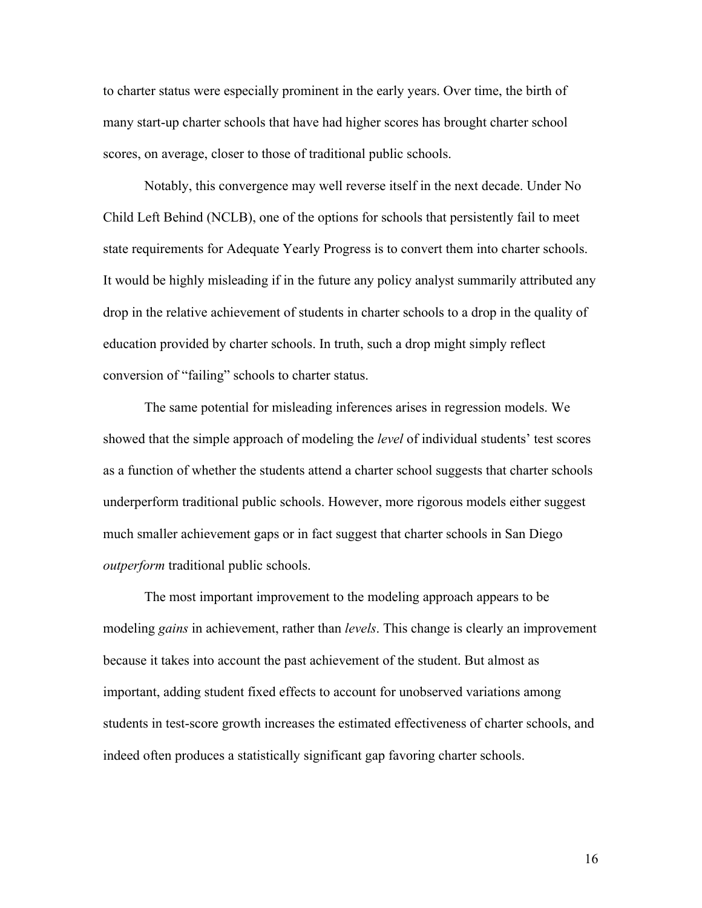to charter status were especially prominent in the early years. Over time, the birth of many start-up charter schools that have had higher scores has brought charter school scores, on average, closer to those of traditional public schools.

Notably, this convergence may well reverse itself in the next decade. Under No Child Left Behind (NCLB), one of the options for schools that persistently fail to meet state requirements for Adequate Yearly Progress is to convert them into charter schools. It would be highly misleading if in the future any policy analyst summarily attributed any drop in the relative achievement of students in charter schools to a drop in the quality of education provided by charter schools. In truth, such a drop might simply reflect conversion of "failing" schools to charter status.

The same potential for misleading inferences arises in regression models. We showed that the simple approach of modeling the *level* of individual students' test scores as a function of whether the students attend a charter school suggests that charter schools underperform traditional public schools. However, more rigorous models either suggest much smaller achievement gaps or in fact suggest that charter schools in San Diego *outperform* traditional public schools.

The most important improvement to the modeling approach appears to be modeling *gains* in achievement, rather than *levels*. This change is clearly an improvement because it takes into account the past achievement of the student. But almost as important, adding student fixed effects to account for unobserved variations among students in test-score growth increases the estimated effectiveness of charter schools, and indeed often produces a statistically significant gap favoring charter schools.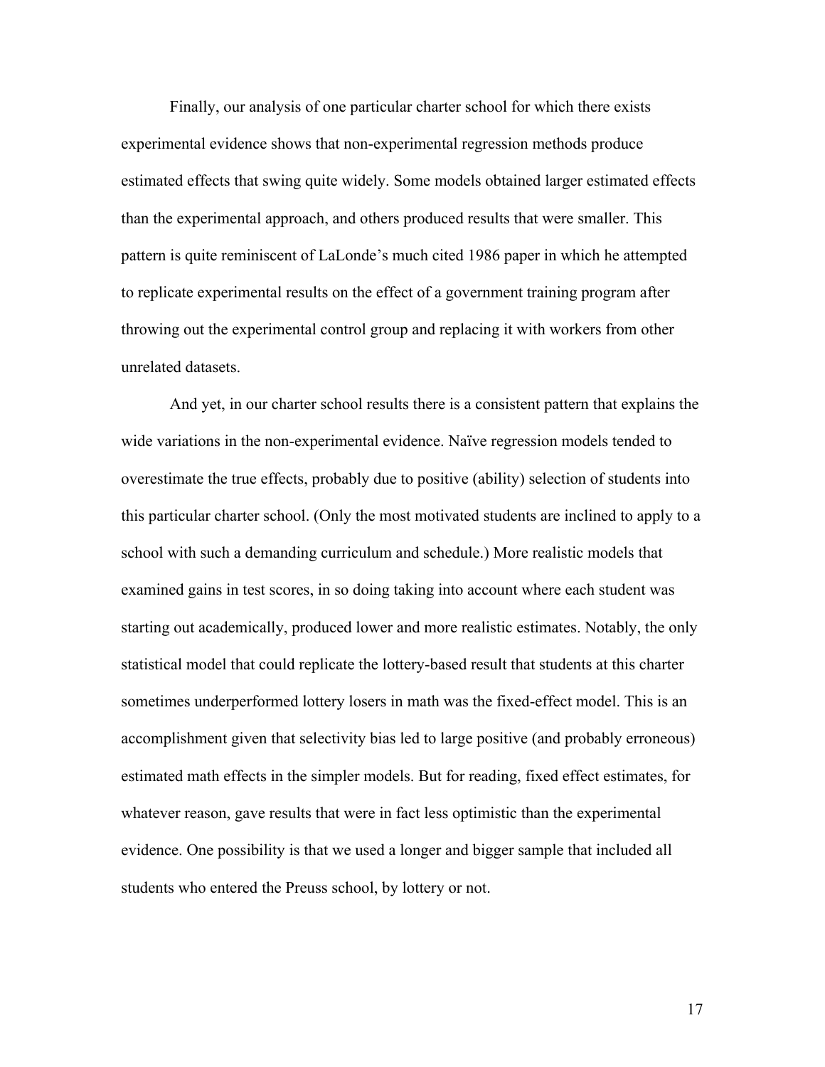Finally, our analysis of one particular charter school for which there exists experimental evidence shows that non-experimental regression methods produce estimated effects that swing quite widely. Some models obtained larger estimated effects than the experimental approach, and others produced results that were smaller. This pattern is quite reminiscent of LaLonde's much cited 1986 paper in which he attempted to replicate experimental results on the effect of a government training program after throwing out the experimental control group and replacing it with workers from other unrelated datasets.

And yet, in our charter school results there is a consistent pattern that explains the wide variations in the non-experimental evidence. Naïve regression models tended to overestimate the true effects, probably due to positive (ability) selection of students into this particular charter school. (Only the most motivated students are inclined to apply to a school with such a demanding curriculum and schedule.) More realistic models that examined gains in test scores, in so doing taking into account where each student was starting out academically, produced lower and more realistic estimates. Notably, the only statistical model that could replicate the lottery-based result that students at this charter sometimes underperformed lottery losers in math was the fixed-effect model. This is an accomplishment given that selectivity bias led to large positive (and probably erroneous) estimated math effects in the simpler models. But for reading, fixed effect estimates, for whatever reason, gave results that were in fact less optimistic than the experimental evidence. One possibility is that we used a longer and bigger sample that included all students who entered the Preuss school, by lottery or not.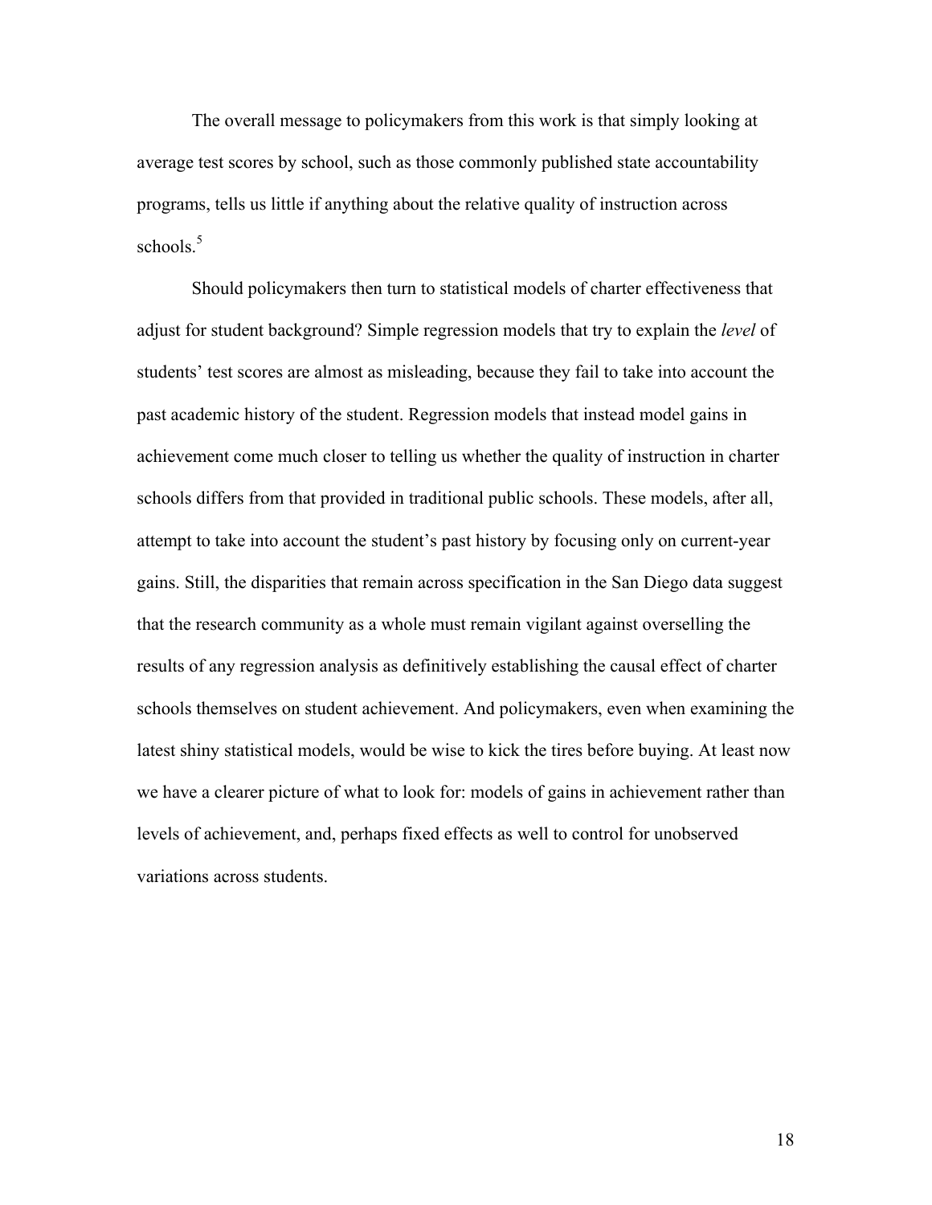The overall message to policymakers from this work is that simply looking at average test scores by school, such as those commonly published state accountability programs, tells us little if anything about the relative quality of instruction across schools.[5]

Should policymakers then turn to statistical models of charter effectiveness that adjust for student background? Simple regression models that try to explain the *level* of students' test scores are almost as misleading, because they fail to take into account the past academic history of the student. Regression models that instead model gains in achievement come much closer to telling us whether the quality of instruction in charter schools differs from that provided in traditional public schools. These models, after all, attempt to take into account the student's past history by focusing only on current-year gains. Still, the disparities that remain across specification in the San Diego data suggest that the research community as a whole must remain vigilant against overselling the results of any regression analysis as definitively establishing the causal effect of charter schools themselves on student achievement. And policymakers, even when examining the latest shiny statistical models, would be wise to kick the tires before buying. At least now we have a clearer picture of what to look for: models of gains in achievement rather than levels of achievement, and, perhaps fixed effects as well to control for unobserved variations across students.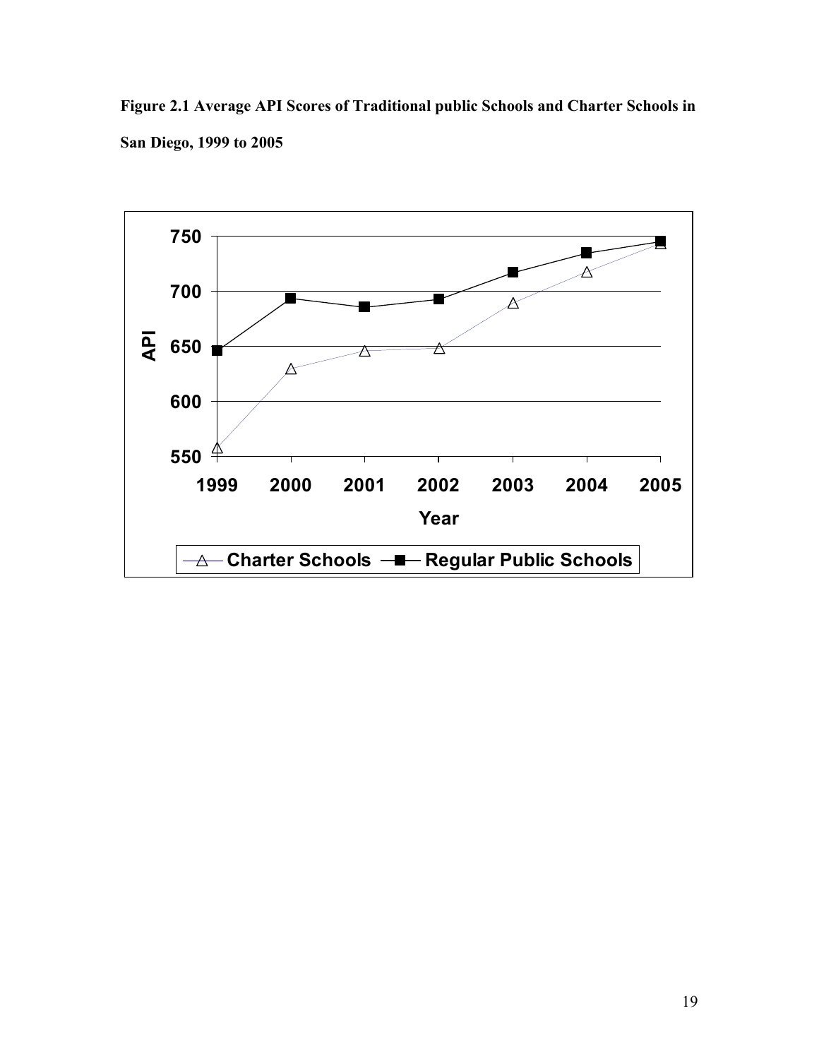**Figure 2.1 Average API Scores of Traditional public Schools and Charter Schools in San Diego, 1999 to 2005**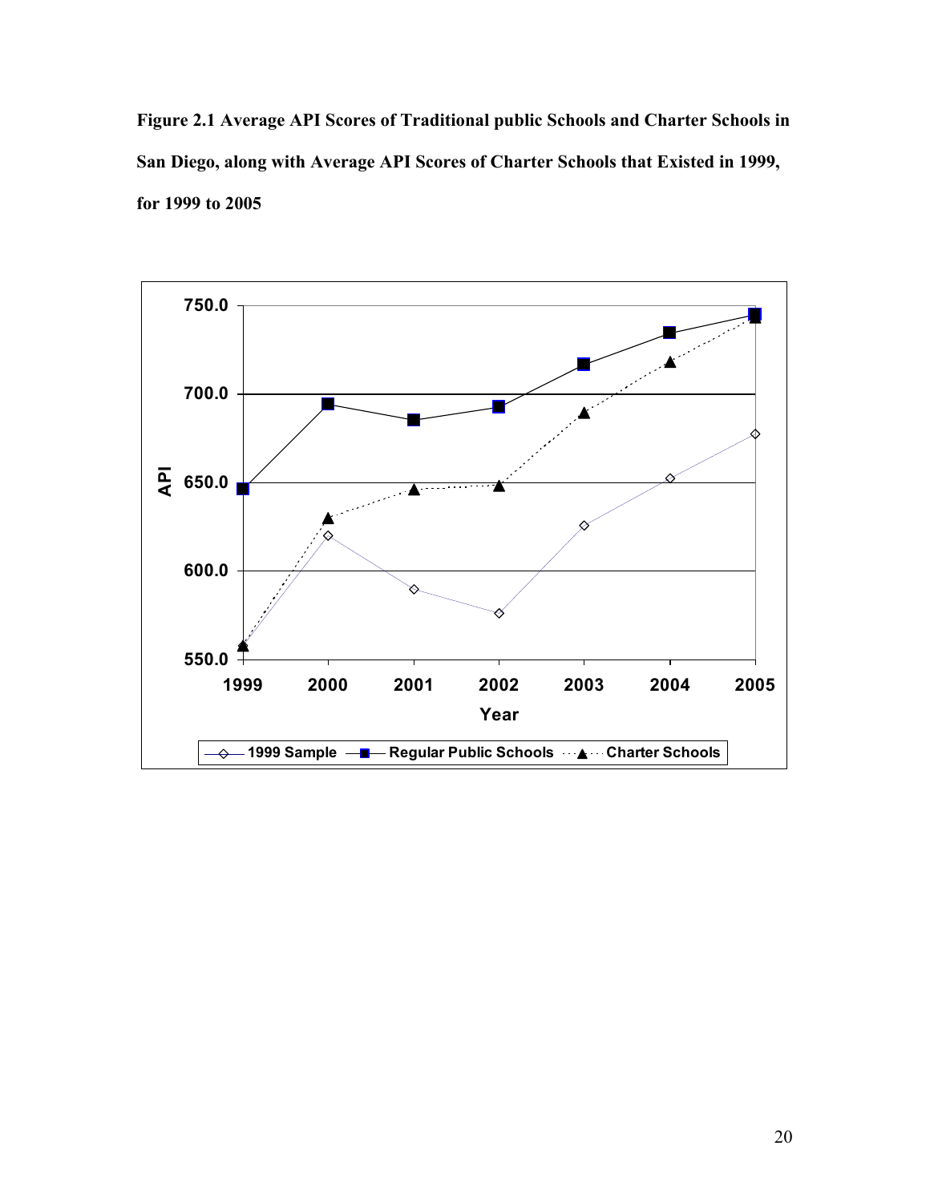**Figure 2.1 Average API Scores of Traditional public Schools and Charter Schools in San Diego, along with Average API Scores of Charter Schools that Existed in 1999, for 1999 to 2005**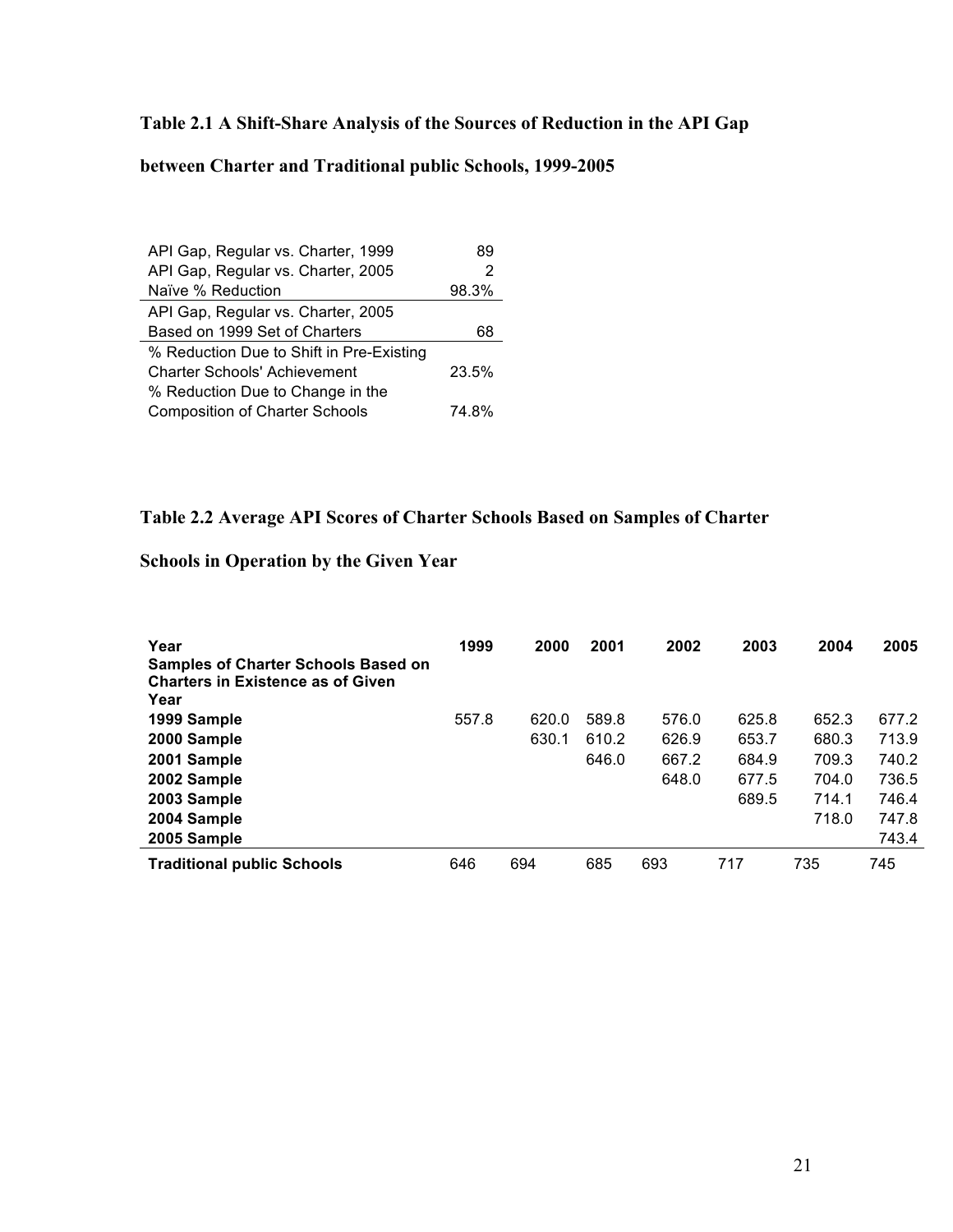**Table 2.1 A Shift-Share Analysis of the Sources of Reduction in the API Gap between Charter and Traditional public Schools, 1999-2005**

| | |
|---|---|
| API Gap, Regular vs. Charter, 1999 | 89 |
| API Gap, Regular vs. Charter, 2005 | 2 |
| Naïve % Reduction | 98.3% |
| API Gap, Regular vs. Charter, 2005 Based on 1999 Set of Charters | 68 |
| % Reduction Due to Shift in Pre-Existing Charter Schools' Achievement | 23.5% |
| % Reduction Due to Change in the Composition of Charter Schools | 74.8% |

**Table 2.2 Average API Scores of Charter Schools Based on Samples of Charter Schools in Operation by the Given Year**

| **Year** | **1999** | **2000** | **2001** | **2002** | **2003** | **2004** | **2005** |
|---|---|---|---|---|---|---|---|
| **Samples of Charter Schools Based on Charters in Existence as of Given Year** | | | | | | | |
| **1999 Sample** | 557.8 | 620.0 | 589.8 | 576.0 | 625.8 | 652.3 | 677.2 |
| **2000 Sample** | | 630.1 | 610.2 | 626.9 | 653.7 | 680.3 | 713.9 |
| **2001 Sample** | | | 646.0 | 667.2 | 684.9 | 709.3 | 740.2 |
| **2002 Sample** | | | | 648.0 | 677.5 | 704.0 | 736.5 |
| **2003 Sample** | | | | | 689.5 | 714.1 | 746.4 |
| **2004 Sample** | | | | | | 718.0 | 747.8 |
| **2005 Sample** | | | | | | | 743.4 |
| **Traditional public Schools** | 646 | 694 | 685 | 693 | 717 | 735 | 745 |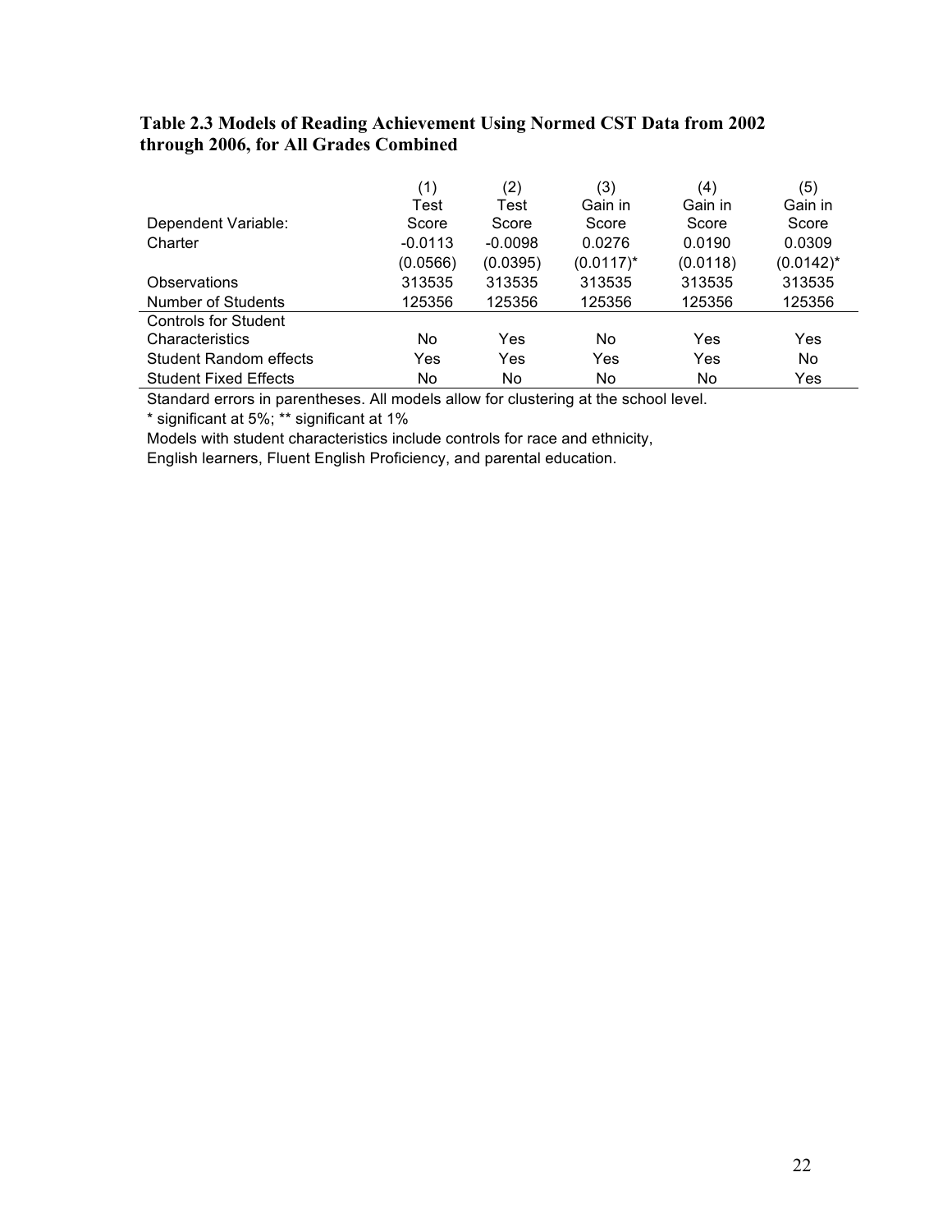**Table 2.3 Models of Reading Achievement Using Normed CST Data from 2002 through 2006, for All Grades Combined**

| | (1) | (2) | (3) | (4) | (5) |
|---|---|---|---|---|---|
| Dependent Variable: | Test Score | Test Score | Gain in Score | Gain in Score | Gain in Score |
| Charter | -0.0113 | -0.0098 | 0.0276 | 0.0190 | 0.0309 |
| | (0.0566) | (0.0395) | (0.0117)* | (0.0118) | (0.0142)* |
| Observations | 313535 | 313535 | 313535 | 313535 | 313535 |
| Number of Students | 125356 | 125356 | 125356 | 125356 | 125356 |
| Controls for Student Characteristics | No | Yes | No | Yes | Yes |
| Student Random effects | Yes | Yes | Yes | Yes | No |
| Student Fixed Effects | No | No | No | No | Yes |

Standard errors in parentheses. All models allow for clustering at the school level.

* significant at 5%; ** significant at 1%

Models with student characteristics include controls for race and ethnicity, English learners, Fluent English Proficiency, and parental education.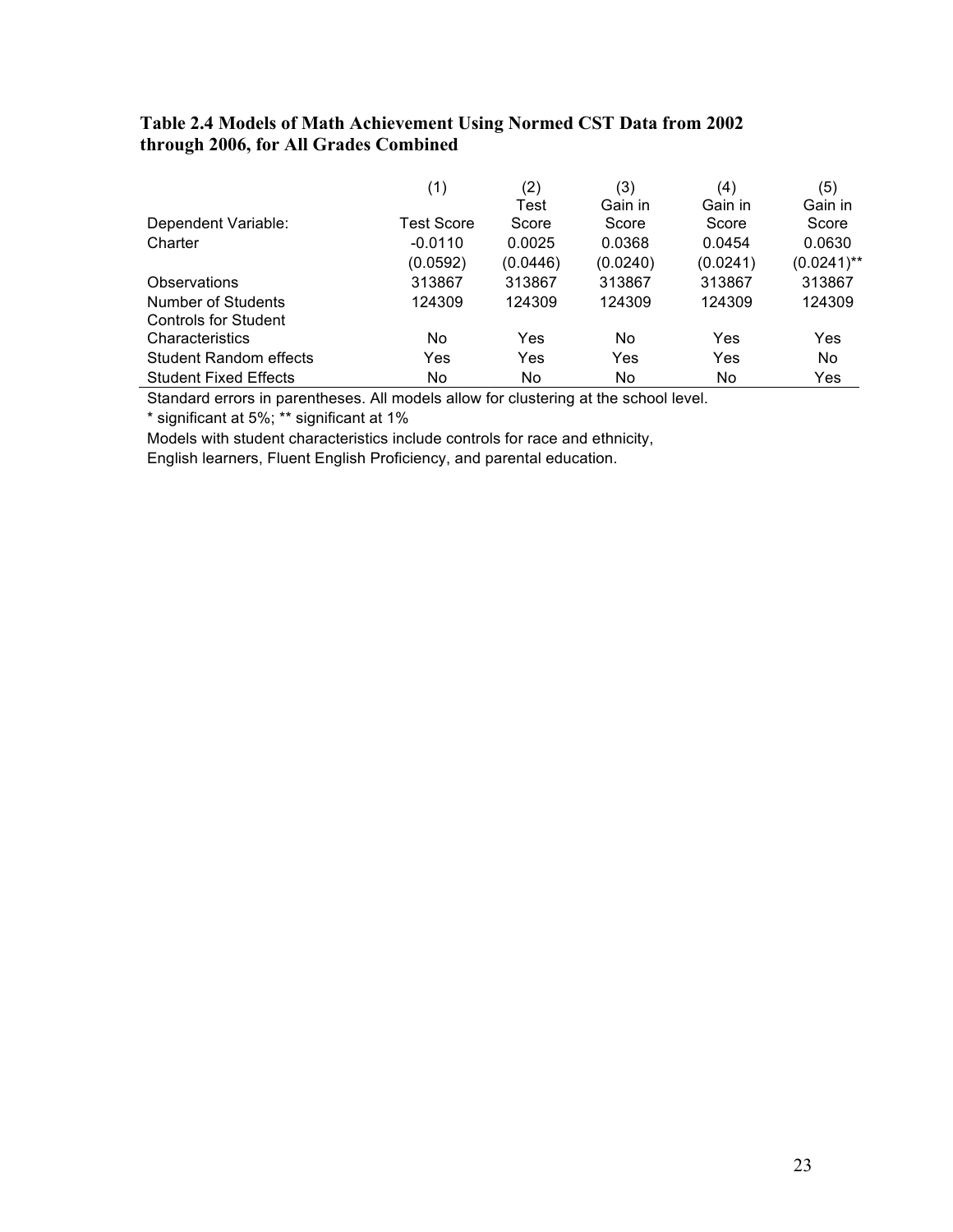**Table 2.4 Models of Math Achievement Using Normed CST Data from 2002 through 2006, for All Grades Combined**

| | (1) | (2) | (3) | (4) | (5) |
|---|---|---|---|---|---|
| Dependent Variable: | Test Score | Test Score | Gain in Score | Gain in Score | Gain in Score |
| Charter | -0.0110 | 0.0025 | 0.0368 | 0.0454 | 0.0630 |
| | (0.0592) | (0.0446) | (0.0240) | (0.0241) | (0.0241)** |
| Observations | 313867 | 313867 | 313867 | 313867 | 313867 |
| Number of Students | 124309 | 124309 | 124309 | 124309 | 124309 |
| Controls for Student Characteristics | No | Yes | No | Yes | Yes |
| Student Random effects | Yes | Yes | Yes | Yes | No |
| Student Fixed Effects | No | No | No | No | Yes |

Standard errors in parentheses. All models allow for clustering at the school level.

* significant at 5%; ** significant at 1%

Models with student characteristics include controls for race and ethnicity, English learners, Fluent English Proficiency, and parental education.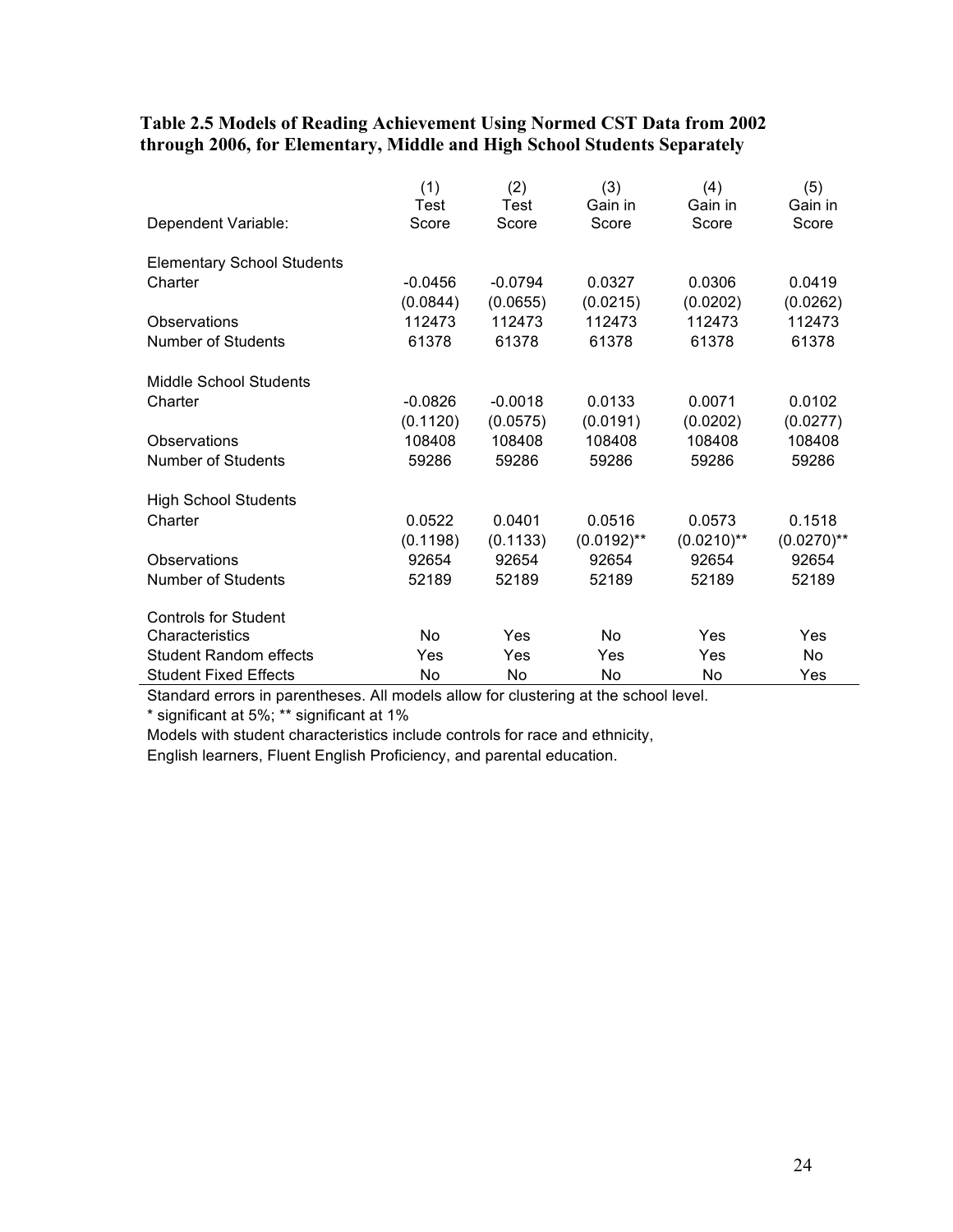**Table 2.5 Models of Reading Achievement Using Normed CST Data from 2002 through 2006, for Elementary, Middle and High School Students Separately**

| Dependent Variable: | (1) Test Score | (2) Test Score | (3) Gain in Score | (4) Gain in Score | (5) Gain in Score |
|---|---|---|---|---|---|
| Elementary School Students | | | | | |
| Charter | -0.0456 | -0.0794 | 0.0327 | 0.0306 | 0.0419 |
| | (0.0844) | (0.0655) | (0.0215) | (0.0202) | (0.0262) |
| Observations | 112473 | 112473 | 112473 | 112473 | 112473 |
| Number of Students | 61378 | 61378 | 61378 | 61378 | 61378 |
| Middle School Students | | | | | |
| Charter | -0.0826 | -0.0018 | 0.0133 | 0.0071 | 0.0102 |
| | (0.1120) | (0.0575) | (0.0191) | (0.0202) | (0.0277) |
| Observations | 108408 | 108408 | 108408 | 108408 | 108408 |
| Number of Students | 59286 | 59286 | 59286 | 59286 | 59286 |
| High School Students | | | | | |
| Charter | 0.0522 | 0.0401 | 0.0516 | 0.0573 | 0.1518 |
| | (0.1198) | (0.1133) | (0.0192)** | (0.0210)** | (0.0270)** |
| Observations | 92654 | 92654 | 92654 | 92654 | 92654 |
| Number of Students | 52189 | 52189 | 52189 | 52189 | 52189 |
| Controls for Student Characteristics | No | Yes | No | Yes | Yes |
| Student Random effects | Yes | Yes | Yes | Yes | No |
| Student Fixed Effects | No | No | No | No | Yes |

Standard errors in parentheses. All models allow for clustering at the school level.

* significant at 5%; ** significant at 1%

Models with student characteristics include controls for race and ethnicity, English learners, Fluent English Proficiency, and parental education.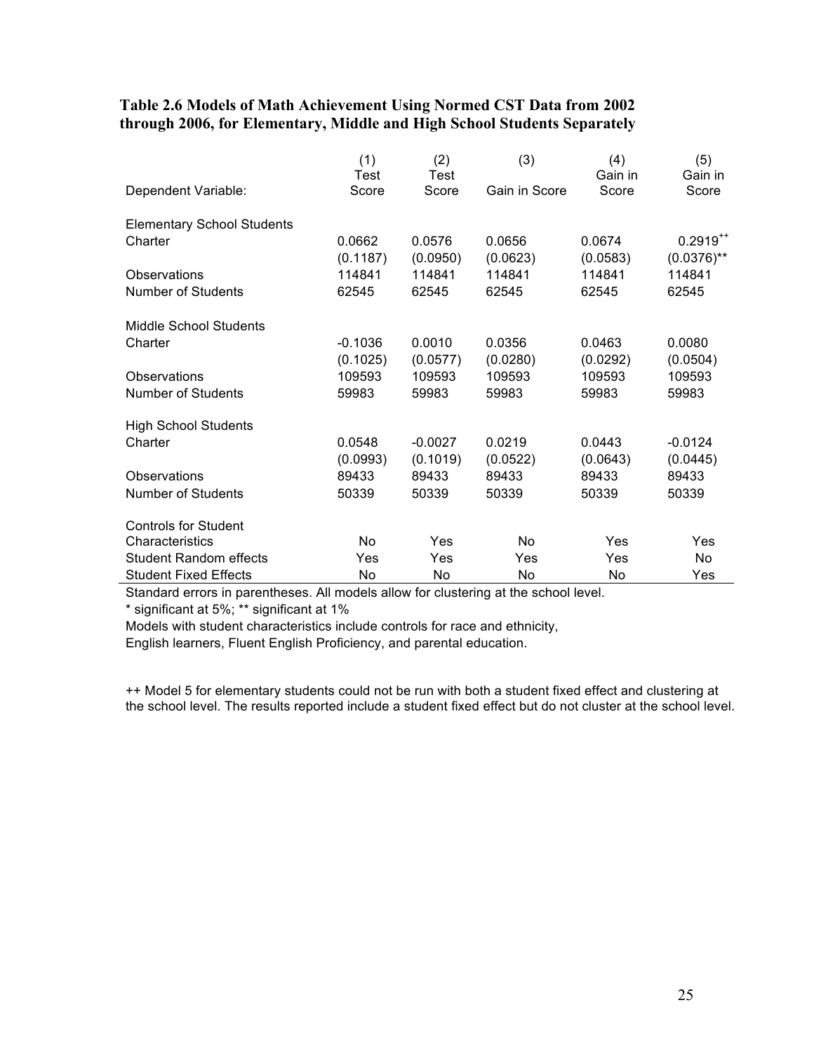**Table 2.6 Models of Math Achievement Using Normed CST Data from 2002 through 2006, for Elementary, Middle and High School Students Separately**

| | (1) | (2) | (3) | (4) | (5) |
|---|---|---|---|---|---|
| Dependent Variable: | Test Score | Test Score | Gain in Score | Gain in Score | Gain in Score |
| Elementary School Students | | | | | |
| Charter | 0.0662 | 0.0576 | 0.0656 | 0.0674 | 0.2919[++] |
| | (0.1187) | (0.0950) | (0.0623) | (0.0583) | (0.0376)** |
| Observations | 114841 | 114841 | 114841 | 114841 | 114841 |
| Number of Students | 62545 | 62545 | 62545 | 62545 | 62545 |
| Middle School Students | | | | | |
| Charter | -0.1036 | 0.0010 | 0.0356 | 0.0463 | 0.0080 |
| | (0.1025) | (0.0577) | (0.0280) | (0.0292) | (0.0504) |
| Observations | 109593 | 109593 | 109593 | 109593 | 109593 |
| Number of Students | 59983 | 59983 | 59983 | 59983 | 59983 |
| High School Students | | | | | |
| Charter | 0.0548 | -0.0027 | 0.0219 | 0.0443 | -0.0124 |
| | (0.0993) | (0.1019) | (0.0522) | (0.0643) | (0.0445) |
| Observations | 89433 | 89433 | 89433 | 89433 | 89433 |
| Number of Students | 50339 | 50339 | 50339 | 50339 | 50339 |
| Controls for Student Characteristics | No | Yes | No | Yes | Yes |
| Student Random effects | Yes | Yes | Yes | Yes | No |
| Student Fixed Effects | No | No | No | No | Yes |

Standard errors in parentheses. All models allow for clustering at the school level.

* significant at 5%; ** significant at 1%

Models with student characteristics include controls for race and ethnicity, English learners, Fluent English Proficiency, and parental education.

++ Model 5 for elementary students could not be run with both a student fixed effect and clustering at the school level. The results reported include a student fixed effect but do not cluster at the school level.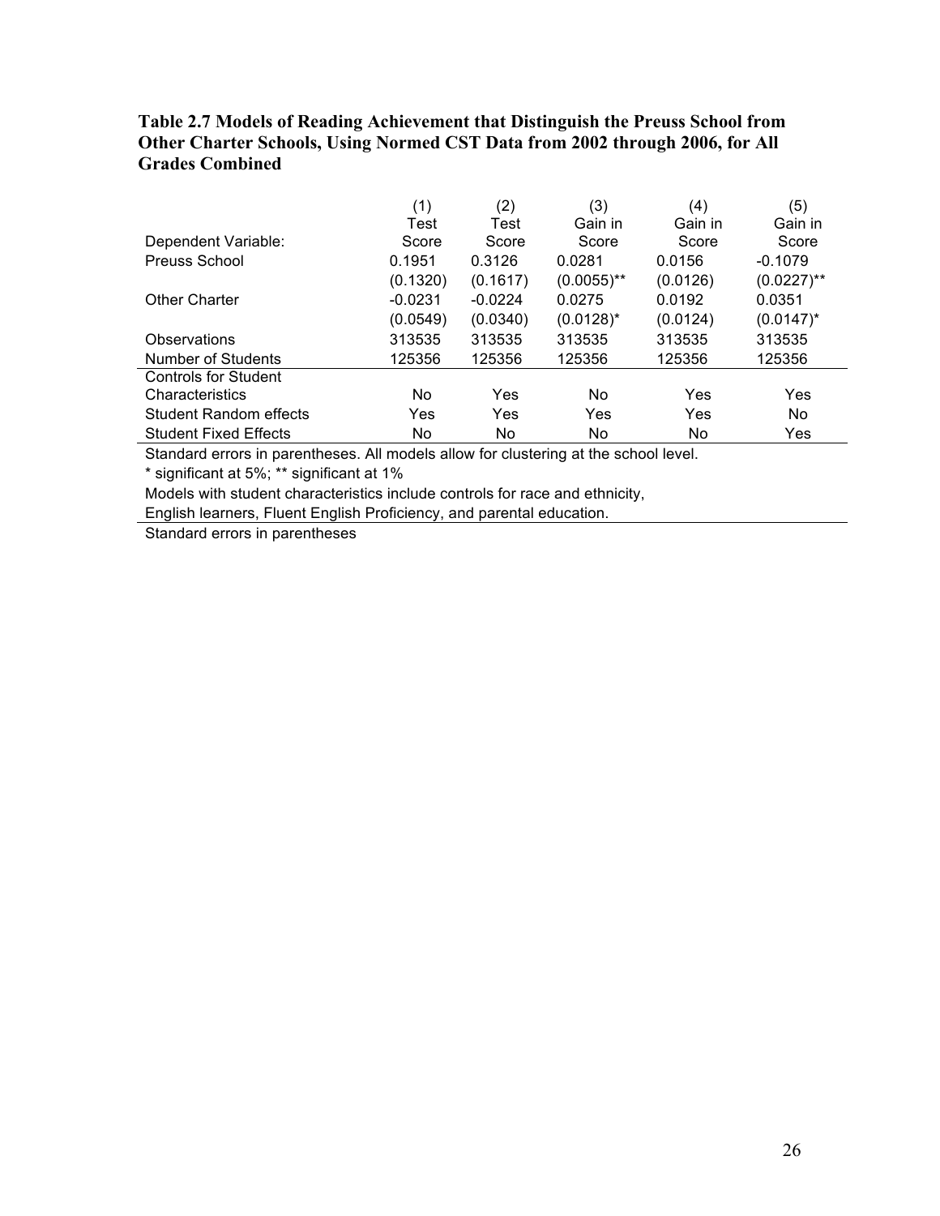**Table 2.7 Models of Reading Achievement that Distinguish the Preuss School from Other Charter Schools, Using Normed CST Data from 2002 through 2006, for All Grades Combined**

| | (1) | (2) | (3) | (4) | (5) |
|---|---|---|---|---|---|
| Dependent Variable: | Test Score | Test Score | Gain in Score | Gain in Score | Gain in Score |
| Preuss School | 0.1951 | 0.3126 | 0.0281 | 0.0156 | -0.1079 |
| | (0.1320) | (0.1617) | (0.0055)** | (0.0126) | (0.0227)** |
| Other Charter | -0.0231 | -0.0224 | 0.0275 | 0.0192 | 0.0351 |
| | (0.0549) | (0.0340) | (0.0128)* | (0.0124) | (0.0147)* |
| Observations | 313535 | 313535 | 313535 | 313535 | 313535 |
| Number of Students | 125356 | 125356 | 125356 | 125356 | 125356 |
| Controls for Student Characteristics | No | Yes | No | Yes | Yes |
| Student Random effects | Yes | Yes | Yes | Yes | No |
| Student Fixed Effects | No | No | No | No | Yes |

Standard errors in parentheses. All models allow for clustering at the school level.

* significant at 5%; ** significant at 1%

Models with student characteristics include controls for race and ethnicity, English learners, Fluent English Proficiency, and parental education.

Standard errors in parentheses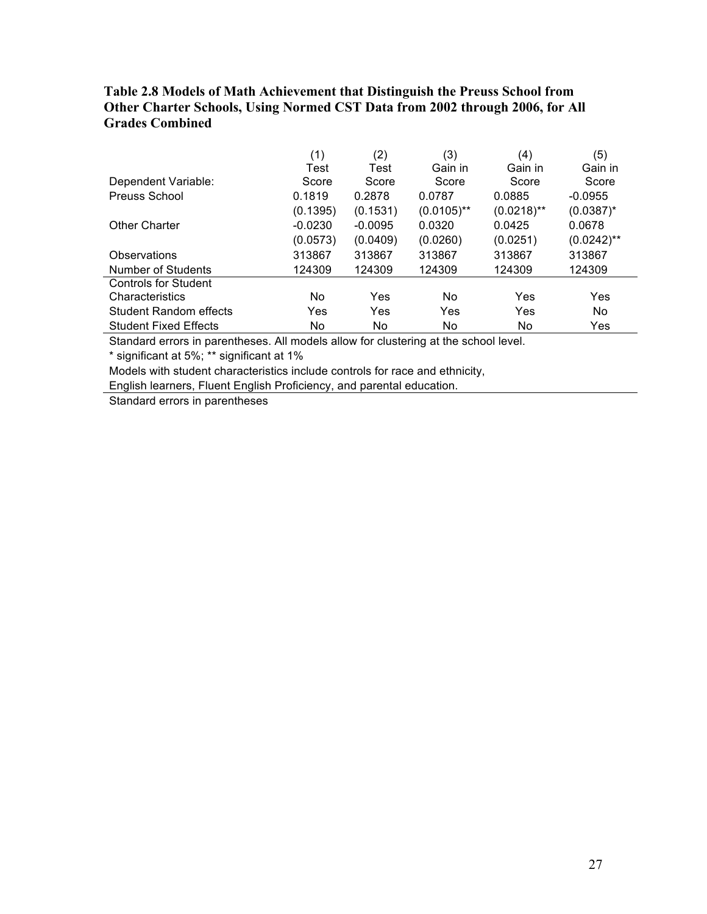**Table 2.8 Models of Math Achievement that Distinguish the Preuss School from Other Charter Schools, Using Normed CST Data from 2002 through 2006, for All Grades Combined**

| | (1) | (2) | (3) | (4) | (5) |
|---|---|---|---|---|---|
| Dependent Variable: | Test Score | Test Score | Gain in Score | Gain in Score | Gain in Score |
| Preuss School | 0.1819 | 0.2878 | 0.0787 | 0.0885 | -0.0955 |
| | (0.1395) | (0.1531) | (0.0105)** | (0.0218)** | (0.0387)* |
| Other Charter | -0.0230 | -0.0095 | 0.0320 | 0.0425 | 0.0678 |
| | (0.0573) | (0.0409) | (0.0260) | (0.0251) | (0.0242)** |
| Observations | 313867 | 313867 | 313867 | 313867 | 313867 |
| Number of Students | 124309 | 124309 | 124309 | 124309 | 124309 |
| Controls for Student Characteristics | No | Yes | No | Yes | Yes |
| Student Random effects | Yes | Yes | Yes | Yes | No |
| Student Fixed Effects | No | No | No | No | Yes |

Standard errors in parentheses. All models allow for clustering at the school level.

* significant at 5%; ** significant at 1%

Models with student characteristics include controls for race and ethnicity, English learners, Fluent English Proficiency, and parental education.

Standard errors in parentheses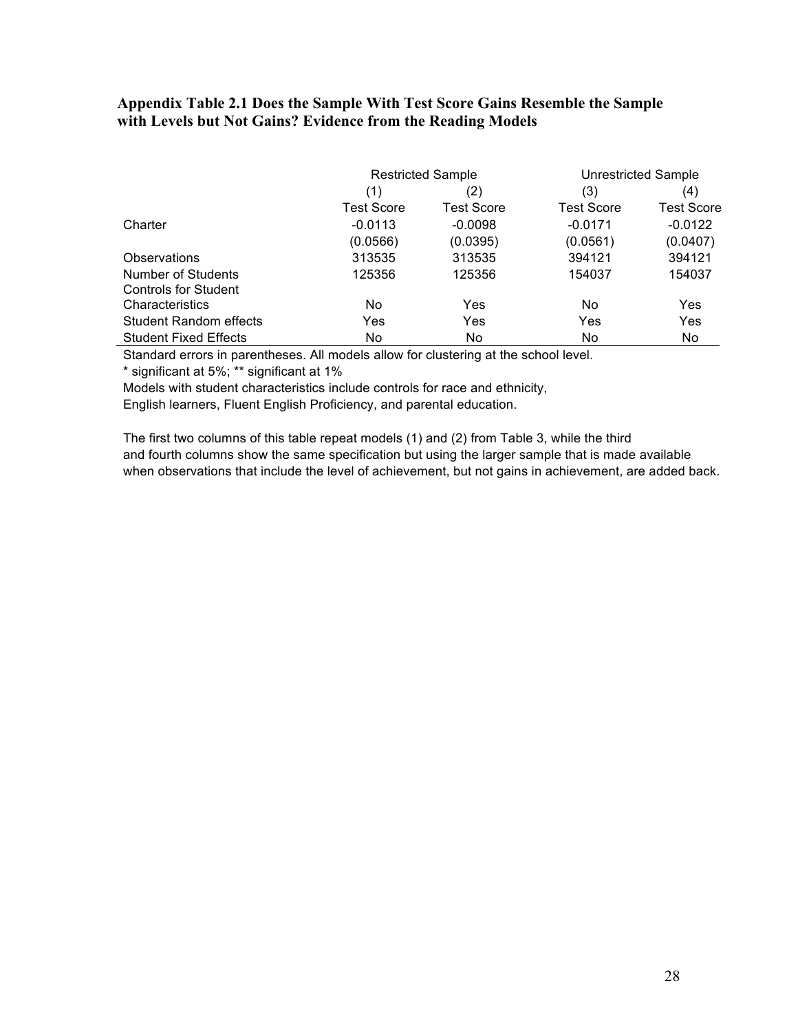**Appendix Table 2.1 Does the Sample With Test Score Gains Resemble the Sample with Levels but Not Gains? Evidence from the Reading Models**

| | Restricted Sample | | Unrestricted Sample | |
|---|---|---|---|---|
| | (1) | (2) | (3) | (4) |
| | Test Score | Test Score | Test Score | Test Score |
| Charter | -0.0113 | -0.0098 | -0.0171 | -0.0122 |
| | (0.0566) | (0.0395) | (0.0561) | (0.0407) |
| Observations | 313535 | 313535 | 394121 | 394121 |
| Number of Students | 125356 | 125356 | 154037 | 154037 |
| Controls for Student Characteristics | No | Yes | No | Yes |
| Student Random effects | Yes | Yes | Yes | Yes |
| Student Fixed Effects | No | No | No | No |

Standard errors in parentheses. All models allow for clustering at the school level.

* significant at 5%; ** significant at 1%

Models with student characteristics include controls for race and ethnicity, English learners, Fluent English Proficiency, and parental education.

The first two columns of this table repeat models (1) and (2) from Table 3, while the third and fourth columns show the same specification but using the larger sample that is made available when observations that include the level of achievement, but not gains in achievement, are added back.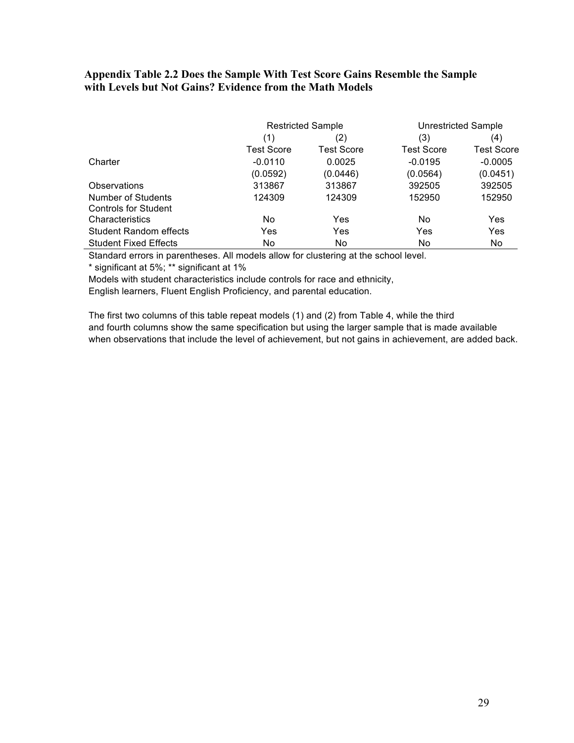**Appendix Table 2.2 Does the Sample With Test Score Gains Resemble the Sample with Levels but Not Gains? Evidence from the Math Models**

| | Restricted Sample | | Unrestricted Sample | |
|---|---|---|---|---|
| | (1) | (2) | (3) | (4) |
| | Test Score | Test Score | Test Score | Test Score |
| Charter | -0.0110 | 0.0025 | -0.0195 | -0.0005 |
| | (0.0592) | (0.0446) | (0.0564) | (0.0451) |
| Observations | 313867 | 313867 | 392505 | 392505 |
| Number of Students | 124309 | 124309 | 152950 | 152950 |
| Controls for Student Characteristics | No | Yes | No | Yes |
| Student Random effects | Yes | Yes | Yes | Yes |
| Student Fixed Effects | No | No | No | No |

Standard errors in parentheses. All models allow for clustering at the school level.

* significant at 5%; ** significant at 1%

Models with student characteristics include controls for race and ethnicity, English learners, Fluent English Proficiency, and parental education.

The first two columns of this table repeat models (1) and (2) from Table 4, while the third and fourth columns show the same specification but using the larger sample that is made available when observations that include the level of achievement, but not gains in achievement, are added back.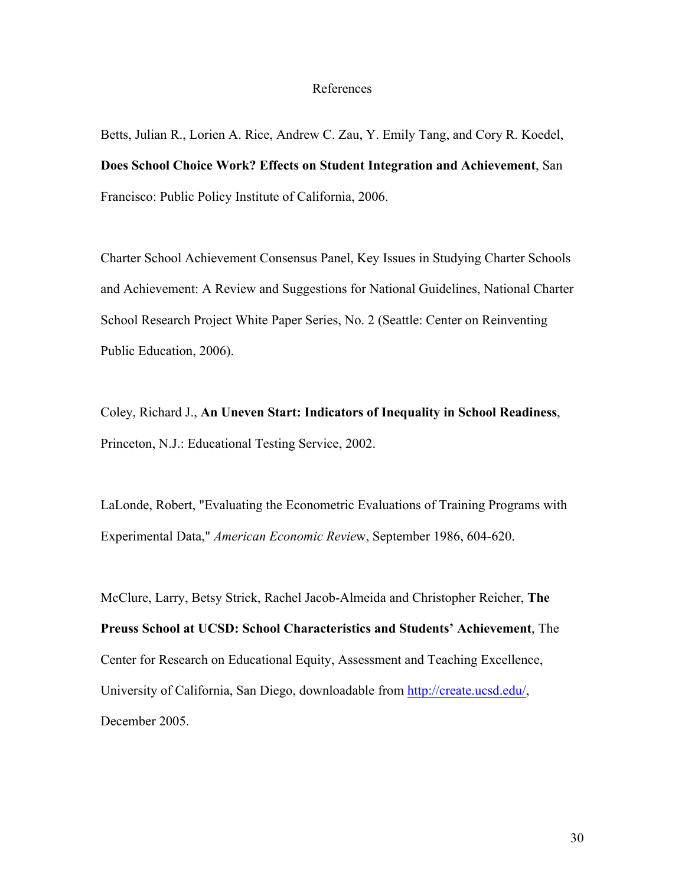# References

Betts, Julian R., Lorien A. Rice, Andrew C. Zau, Y. Emily Tang, and Cory R. Koedel, **Does School Choice Work? Effects on Student Integration and Achievement**, San Francisco: Public Policy Institute of California, 2006.

Charter School Achievement Consensus Panel, Key Issues in Studying Charter Schools and Achievement: A Review and Suggestions for National Guidelines, National Charter School Research Project White Paper Series, No. 2 (Seattle: Center on Reinventing Public Education, 2006).

Coley, Richard J., **An Uneven Start: Indicators of Inequality in School Readiness**, Princeton, N.J.: Educational Testing Service, 2002.

LaLonde, Robert, "Evaluating the Econometric Evaluations of Training Programs with Experimental Data," *American Economic Review*, September 1986, 604-620.

McClure, Larry, Betsy Strick, Rachel Jacob-Almeida and Christopher Reicher, **The Preuss School at UCSD: School Characteristics and Students' Achievement**, The Center for Research on Educational Equity, Assessment and Teaching Excellence, University of California, San Diego, downloadable from http://create.ucsd.edu/, December 2005.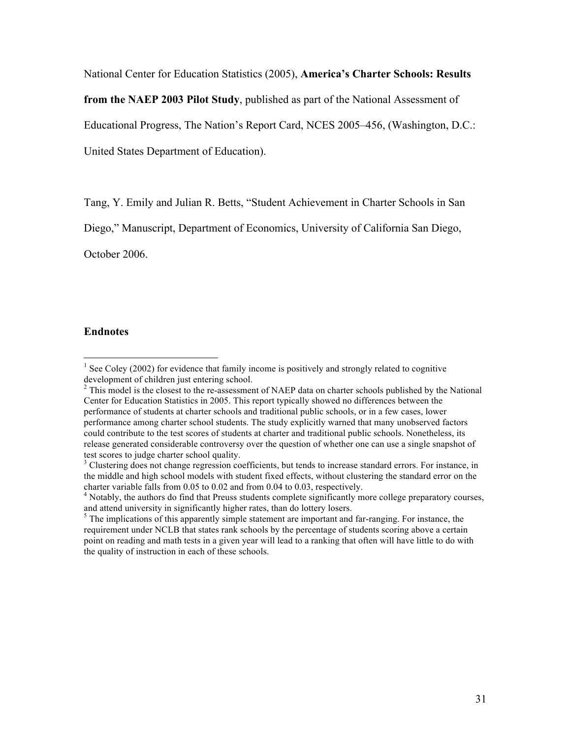National Center for Education Statistics (2005), **America's Charter Schools: Results from the NAEP 2003 Pilot Study**, published as part of the National Assessment of Educational Progress, The Nation's Report Card, NCES 2005–456, (Washington, D.C.: United States Department of Education).

Tang, Y. Emily and Julian R. Betts, "Student Achievement in Charter Schools in San Diego," Manuscript, Department of Economics, University of California San Diego, October 2006.

## Endnotes

[1] See Coley (2002) for evidence that family income is positively and strongly related to cognitive development of children just entering school.

[2] This model is the closest to the re-assessment of NAEP data on charter schools published by the National Center for Education Statistics in 2005. This report typically showed no differences between the performance of students at charter schools and traditional public schools, or in a few cases, lower performance among charter school students. The study explicitly warned that many unobserved factors could contribute to the test scores of students at charter and traditional public schools. Nonetheless, its release generated considerable controversy over the question of whether one can use a single snapshot of test scores to judge charter school quality.

[3] Clustering does not change regression coefficients, but tends to increase standard errors. For instance, in the middle and high school models with student fixed effects, without clustering the standard error on the charter variable falls from 0.05 to 0.02 and from 0.04 to 0.03, respectively.

[4] Notably, the authors do find that Preuss students complete significantly more college preparatory courses, and attend university in significantly higher rates, than do lottery losers.

[5] The implications of this apparently simple statement are important and far-ranging. For instance, the requirement under NCLB that states rank schools by the percentage of students scoring above a certain point on reading and math tests in a given year will lead to a ranking that often will have little to do with the quality of instruction in each of these schools.